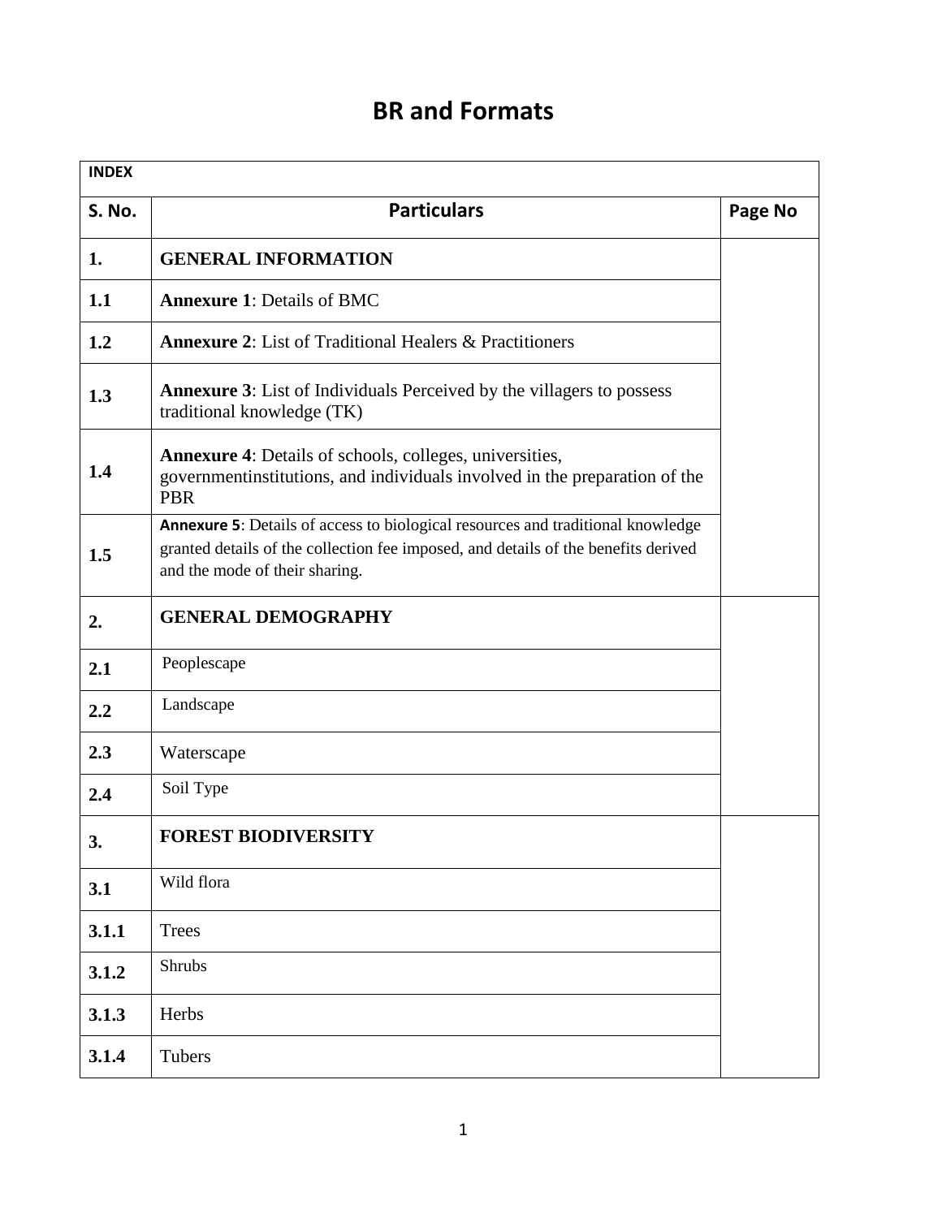# BR and Formats

| INDEX | | |
|---|---|---|
| **S. No.** | **Particulars** | **Page No** |
| **1.** | **GENERAL INFORMATION** | |
| **1.1** | **Annexure 1**: Details of BMC | |
| **1.2** | **Annexure 2**: List of Traditional Healers & Practitioners | |
| **1.3** | **Annexure 3**: List of Individuals Perceived by the villagers to possess traditional knowledge (TK) | |
| **1.4** | **Annexure 4**: Details of schools, colleges, universities, governmentinstitutions, and individuals involved in the preparation of the PBR | |
| **1.5** | **Annexure 5**: Details of access to biological resources and traditional knowledge granted details of the collection fee imposed, and details of the benefits derived and the mode of their sharing. | |
| **2.** | **GENERAL DEMOGRAPHY** | |
| **2.1** | Peoplescape | |
| **2.2** | Landscape | |
| **2.3** | Waterscape | |
| **2.4** | Soil Type | |
| **3.** | **FOREST BIODIVERSITY** | |
| **3.1** | Wild flora | |
| **3.1.1** | Trees | |
| **3.1.2** | Shrubs | |
| **3.1.3** | Herbs | |
| **3.1.4** | Tubers | |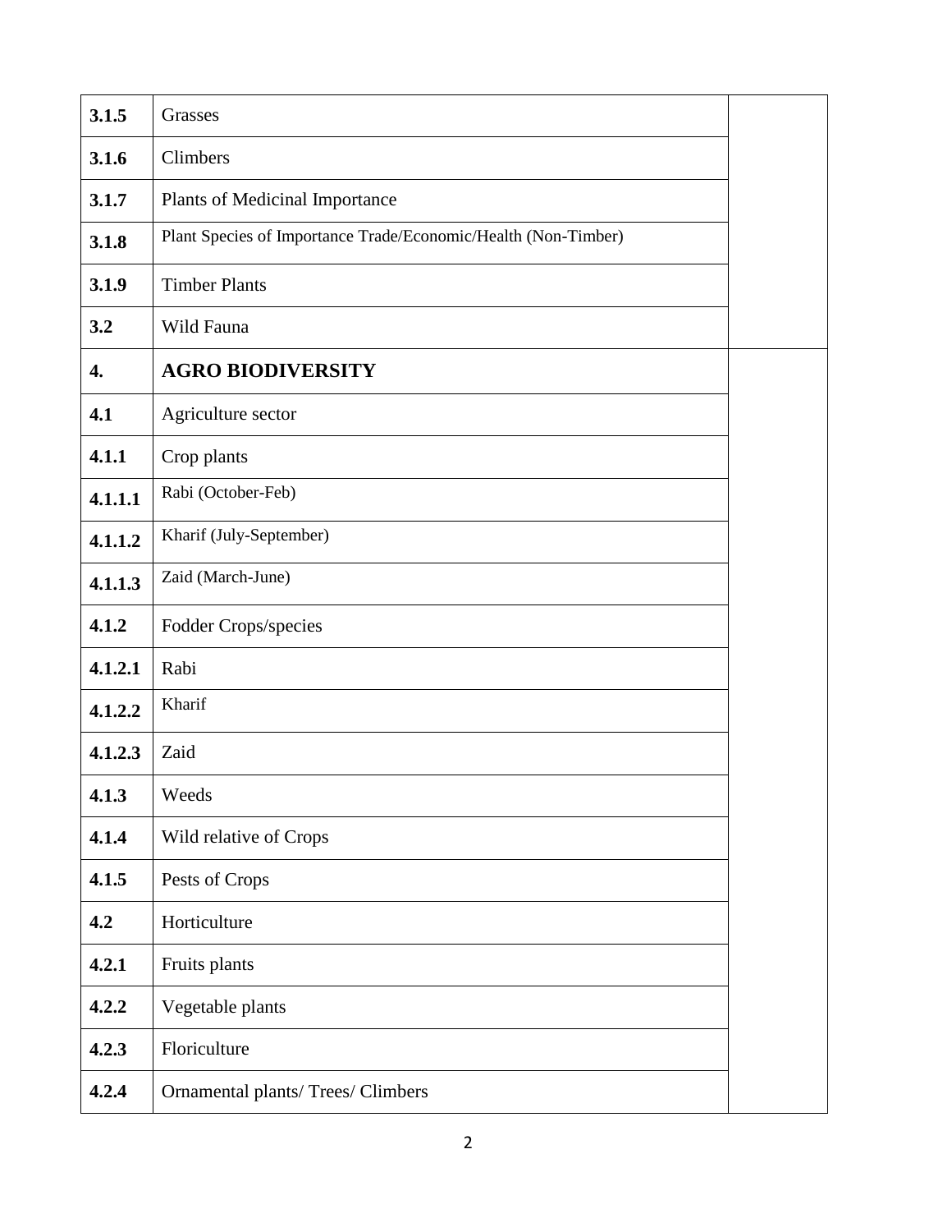| | | |
|---|---|---|
| **3.1.5** | Grasses | |
| **3.1.6** | Climbers | |
| **3.1.7** | Plants of Medicinal Importance | |
| **3.1.8** | Plant Species of Importance Trade/Economic/Health (Non-Timber) | |
| **3.1.9** | Timber Plants | |
| **3.2** | Wild Fauna | |
| **4.** | **AGRO BIODIVERSITY** | |
| **4.1** | Agriculture sector | |
| **4.1.1** | Crop plants | |
| **4.1.1.1** | Rabi (October-Feb) | |
| **4.1.1.2** | Kharif (July-September) | |
| **4.1.1.3** | Zaid (March-June) | |
| **4.1.2** | Fodder Crops/species | |
| **4.1.2.1** | Rabi | |
| **4.1.2.2** | Kharif | |
| **4.1.2.3** | Zaid | |
| **4.1.3** | Weeds | |
| **4.1.4** | Wild relative of Crops | |
| **4.1.5** | Pests of Crops | |
| **4.2** | Horticulture | |
| **4.2.1** | Fruits plants | |
| **4.2.2** | Vegetable plants | |
| **4.2.3** | Floriculture | |
| **4.2.4** | Ornamental plants/ Trees/ Climbers | |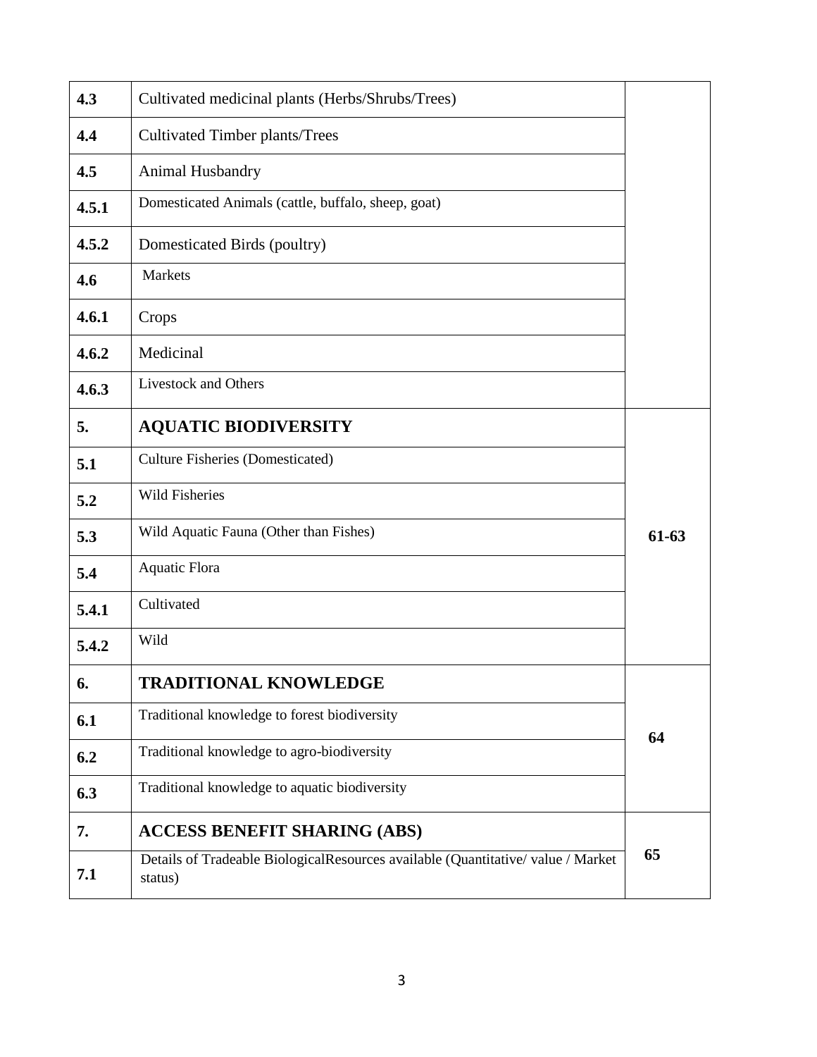| | | |
|---|---|---|
| **4.3** | Cultivated medicinal plants (Herbs/Shrubs/Trees) | |
| **4.4** | Cultivated Timber plants/Trees | |
| **4.5** | Animal Husbandry | |
| **4.5.1** | Domesticated Animals (cattle, buffalo, sheep, goat) | |
| **4.5.2** | Domesticated Birds (poultry) | |
| **4.6** | Markets | |
| **4.6.1** | Crops | |
| **4.6.2** | Medicinal | |
| **4.6.3** | Livestock and Others | |
| **5.** | **AQUATIC BIODIVERSITY** | **61-63** |
| **5.1** | Culture Fisheries (Domesticated) | |
| **5.2** | Wild Fisheries | |
| **5.3** | Wild Aquatic Fauna (Other than Fishes) | |
| **5.4** | Aquatic Flora | |
| **5.4.1** | Cultivated | |
| **5.4.2** | Wild | |
| **6.** | **TRADITIONAL KNOWLEDGE** | **64** |
| **6.1** | Traditional knowledge to forest biodiversity | |
| **6.2** | Traditional knowledge to agro-biodiversity | |
| **6.3** | Traditional knowledge to aquatic biodiversity | |
| **7.** | **ACCESS BENEFIT SHARING (ABS)** | **65** |
| **7.1** | Details of Tradeable BiologicalResources available (Quantitative/ value / Market status) | |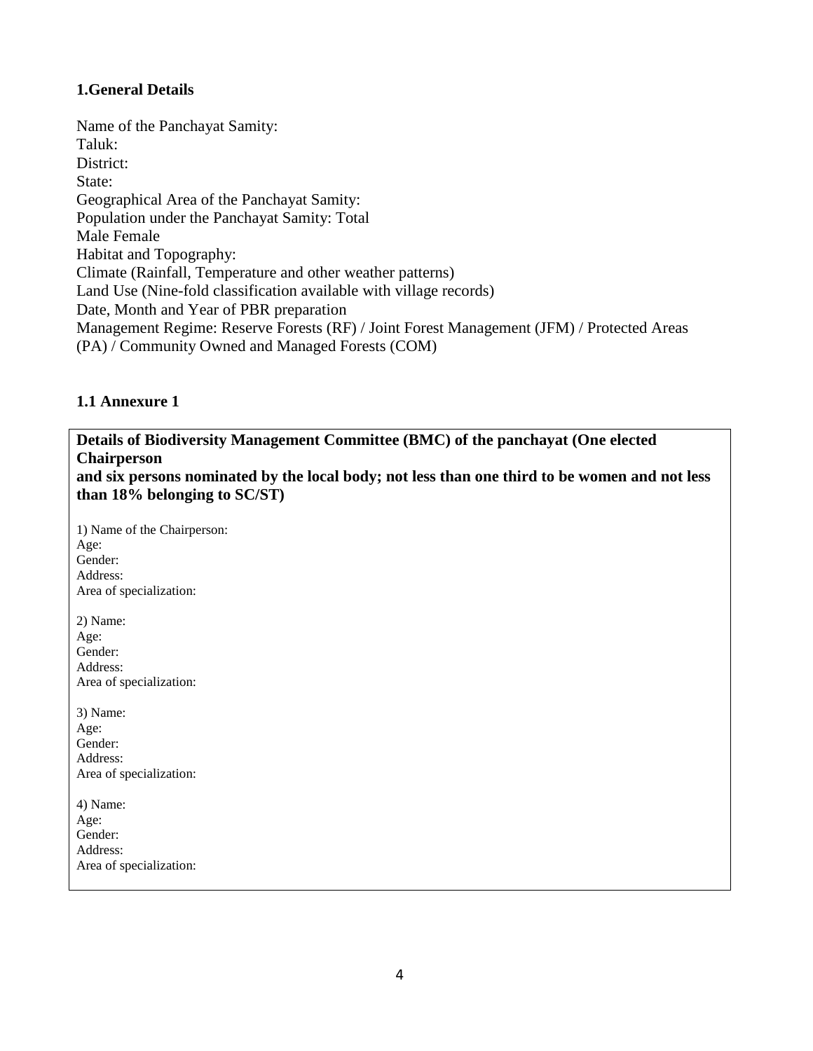## 1.General Details

Name of the Panchayat Samity:
Taluk:
District:
State:
Geographical Area of the Panchayat Samity:
Population under the Panchayat Samity: Total
Male Female
Habitat and Topography:
Climate (Rainfall, Temperature and other weather patterns)
Land Use (Nine-fold classification available with village records)
Date, Month and Year of PBR preparation
Management Regime: Reserve Forests (RF) / Joint Forest Management (JFM) / Protected Areas (PA) / Community Owned and Managed Forests (COM)

### 1.1 Annexure 1

**Details of Biodiversity Management Committee (BMC) of the panchayat (One elected Chairperson and six persons nominated by the local body; not less than one third to be women and not less than 18% belonging to SC/ST)**

1) Name of the Chairperson:
Age:
Gender:
Address:
Area of specialization:

2) Name:
Age:
Gender:
Address:
Area of specialization:

3) Name:
Age:
Gender:
Address:
Area of specialization:

4) Name:
Age:
Gender:
Address:
Area of specialization: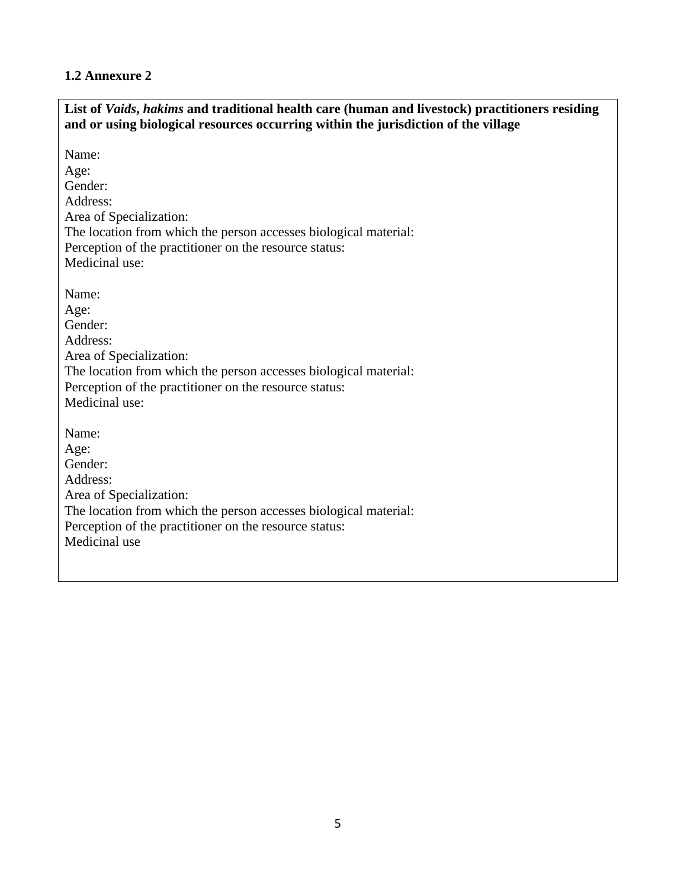### 1.2 Annexure 2

**List of *Vaids*, *hakims* and traditional health care (human and livestock) practitioners residing and or using biological resources occurring within the jurisdiction of the village**

Name:
Age:
Gender:
Address:
Area of Specialization:
The location from which the person accesses biological material:
Perception of the practitioner on the resource status:
Medicinal use:

Name:
Age:
Gender:
Address:
Area of Specialization:
The location from which the person accesses biological material:
Perception of the practitioner on the resource status:
Medicinal use:

Name:
Age:
Gender:
Address:
Area of Specialization:
The location from which the person accesses biological material:
Perception of the practitioner on the resource status:
Medicinal use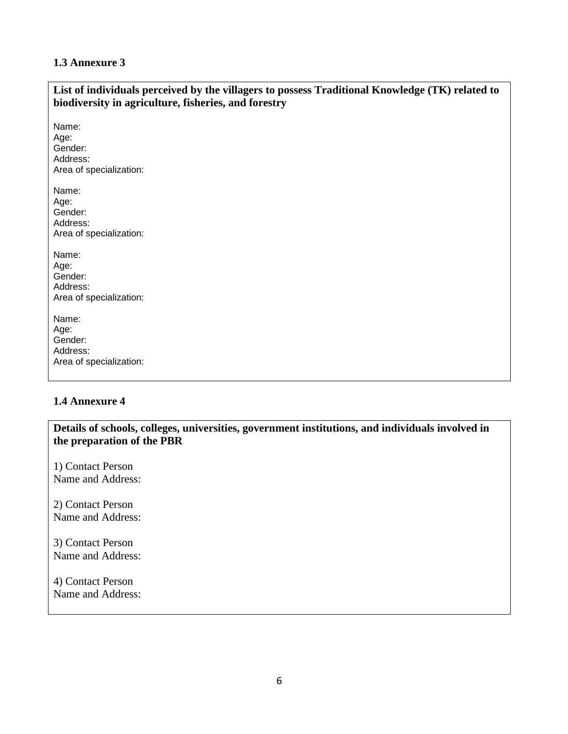### 1.3 Annexure 3

**List of individuals perceived by the villagers to possess Traditional Knowledge (TK) related to biodiversity in agriculture, fisheries, and forestry**

Name:
Age:
Gender:
Address:
Area of specialization:

Name:
Age:
Gender:
Address:
Area of specialization:

Name:
Age:
Gender:
Address:
Area of specialization:

Name:
Age:
Gender:
Address:
Area of specialization:

### 1.4 Annexure 4

**Details of schools, colleges, universities, government institutions, and individuals involved in the preparation of the PBR**

1) Contact Person
Name and Address:

2) Contact Person
Name and Address:

3) Contact Person
Name and Address:

4) Contact Person
Name and Address: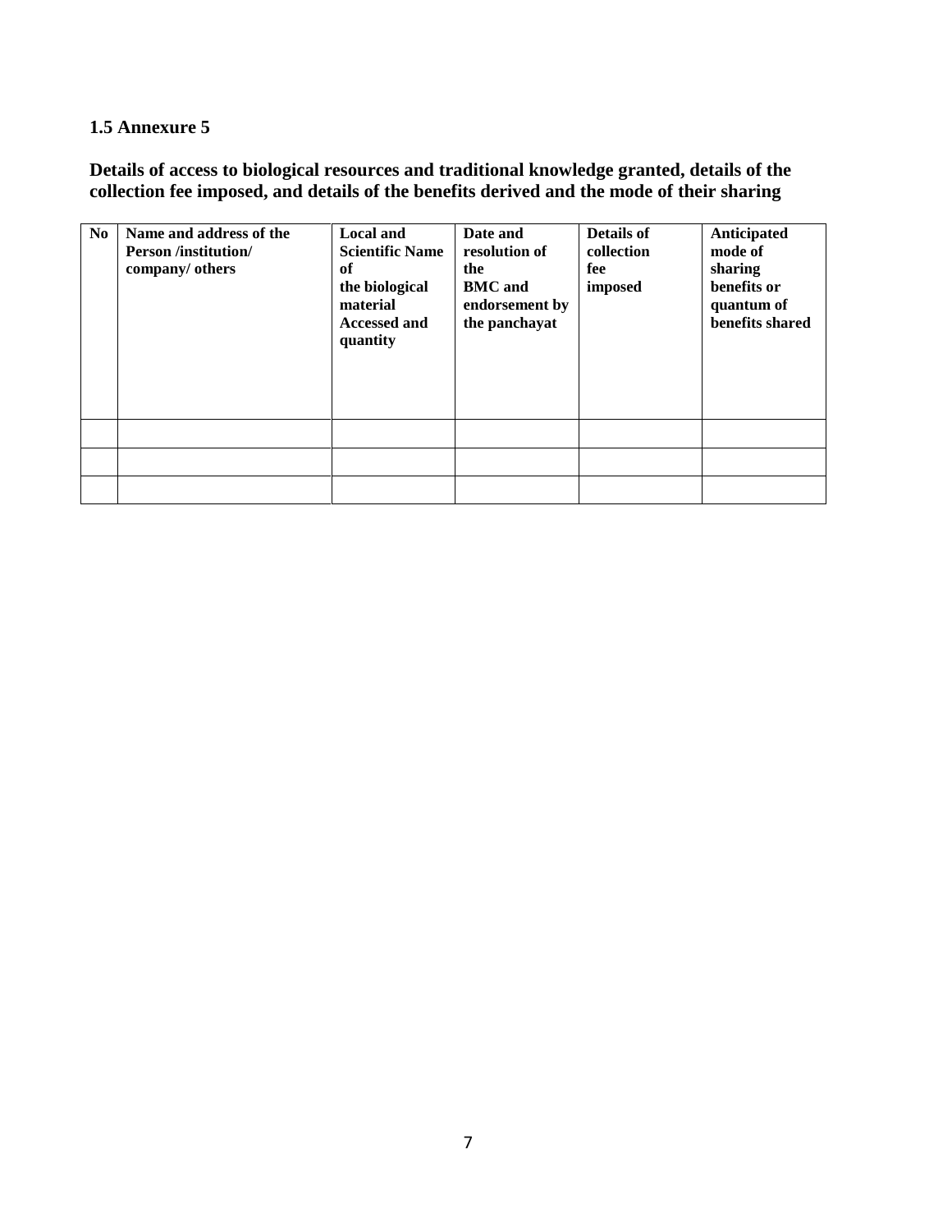### 1.5 Annexure 5

**Details of access to biological resources and traditional knowledge granted, details of the collection fee imposed, and details of the benefits derived and the mode of their sharing**

| No | Name and address of the Person /institution/ company/ others | Local and Scientific Name of the biological material Accessed and quantity | Date and resolution of the BMC and endorsement by the panchayat | Details of collection fee imposed | Anticipated mode of sharing benefits or quantum of benefits shared |
|---|---|---|---|---|---|
| | | | | | |
| | | | | | |
| | | | | | |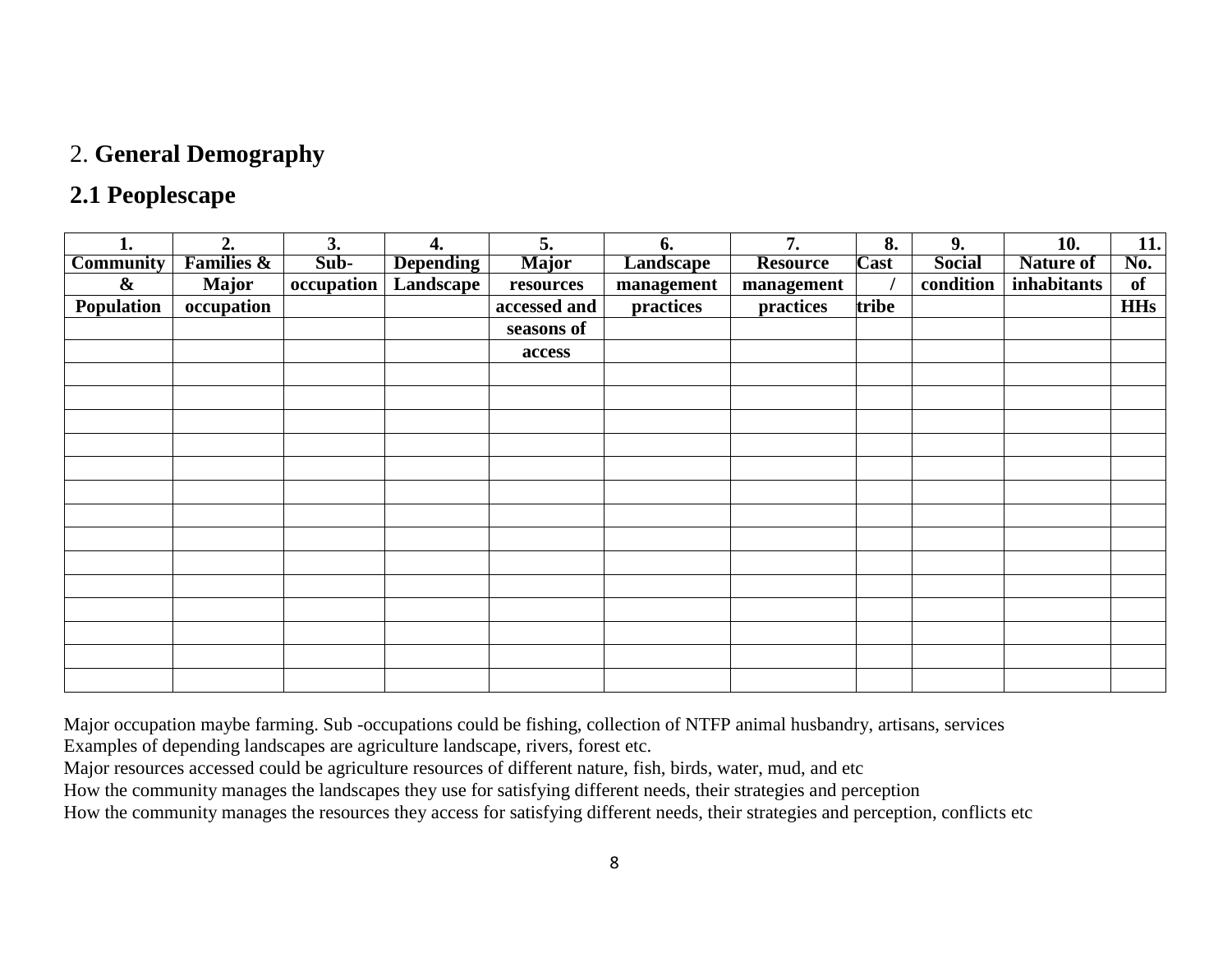## 2. **General Demography**

### 2.1 Peoplescape

| 1. Community & Population | 2. Families & Major occupation | 3. Sub-occupation | 4. Depending Landscape | 5. Major resources accessed and seasons of access | 6. Landscape management practices | 7. Resource management practices | 8. Cast / tribe | 9. Social condition | 10. Nature of inhabitants | 11. No. of HHs |
|---|---|---|---|---|---|---|---|---|---|---|
| | | | | | | | | | | |
| | | | | | | | | | | |
| | | | | | | | | | | |
| | | | | | | | | | | |
| | | | | | | | | | | |
| | | | | | | | | | | |
| | | | | | | | | | | |
| | | | | | | | | | | |
| | | | | | | | | | | |
| | | | | | | | | | | |
| | | | | | | | | | | |
| | | | | | | | | | | |
| | | | | | | | | | | |
| | | | | | | | | | | |
| | | | | | | | | | | |

Major occupation maybe farming. Sub -occupations could be fishing, collection of NTFP animal husbandry, artisans, services
Examples of depending landscapes are agriculture landscape, rivers, forest etc.
Major resources accessed could be agriculture resources of different nature, fish, birds, water, mud, and etc
How the community manages the landscapes they use for satisfying different needs, their strategies and perception
How the community manages the resources they access for satisfying different needs, their strategies and perception, conflicts etc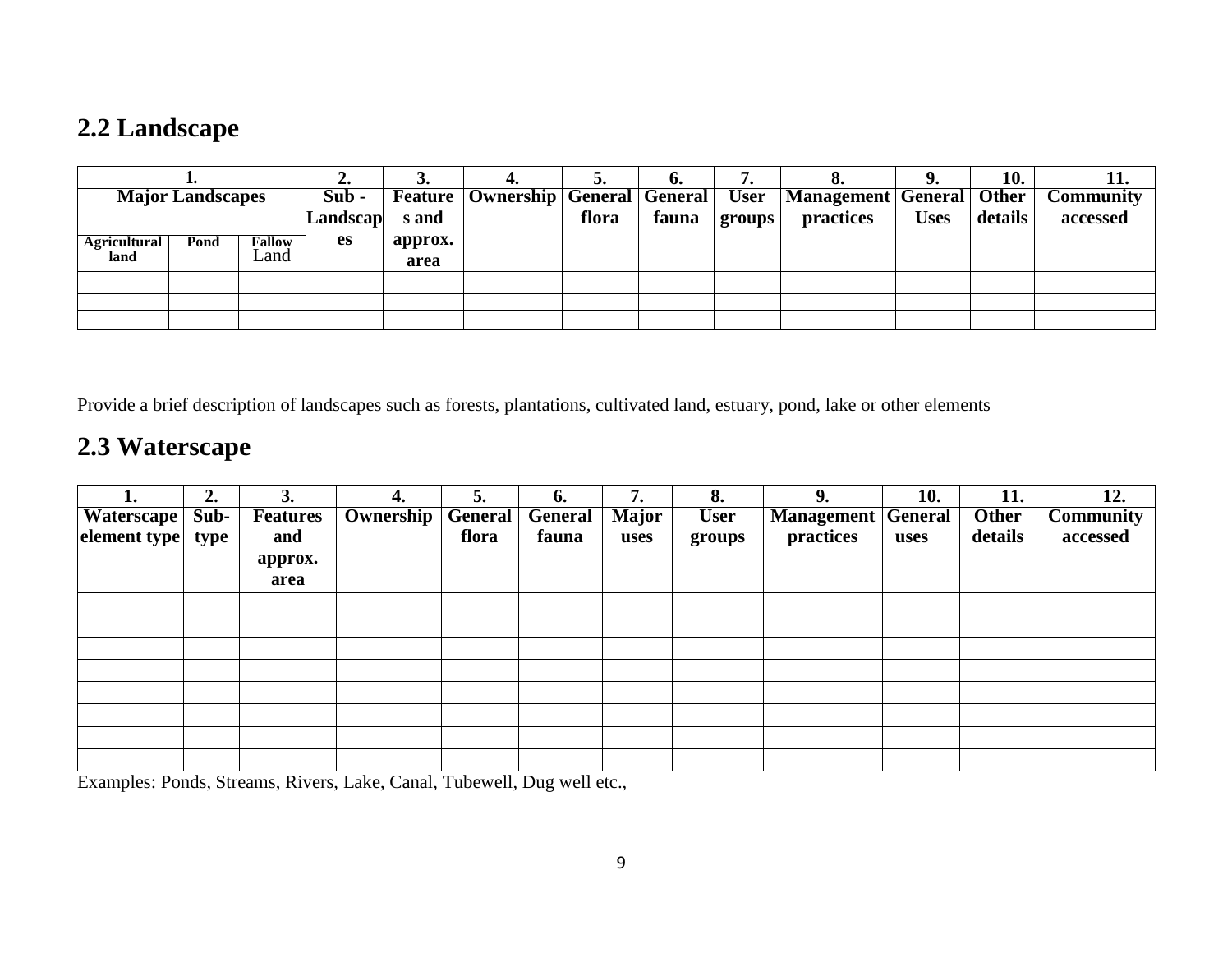## 2.2 Landscape

| 1. Major Landscapes | | | 2. Sub - Landscapes | 3. Features and approx. area | 4. Ownership | 5. General flora | 6. General fauna | 7. User groups | 8. Management practices | 9. General Uses | 10. Other details | 11. Community accessed |
|---|---|---|---|---|---|---|---|---|---|---|---|---|
| Agricultural land | Pond | Fallow Land | | | | | | | | | | |
| | | | | | | | | | | | | |
| | | | | | | | | | | | | |
| | | | | | | | | | | | | |

Provide a brief description of landscapes such as forests, plantations, cultivated land, estuary, pond, lake or other elements

## 2.3 Waterscape

| 1. Waterscape element type | 2. Sub-type | 3. Features and approx. area | 4. Ownership | 5. General flora | 6. General fauna | 7. Major uses | 8. User groups | 9. Management practices | 10. General uses | 11. Other details | 12. Community accessed |
|---|---|---|---|---|---|---|---|---|---|---|---|
| | | | | | | | | | | | |
| | | | | | | | | | | | |
| | | | | | | | | | | | |
| | | | | | | | | | | | |
| | | | | | | | | | | | |
| | | | | | | | | | | | |
| | | | | | | | | | | | |
| | | | | | | | | | | | |

Examples: Ponds, Streams, Rivers, Lake, Canal, Tubewell, Dug well etc.,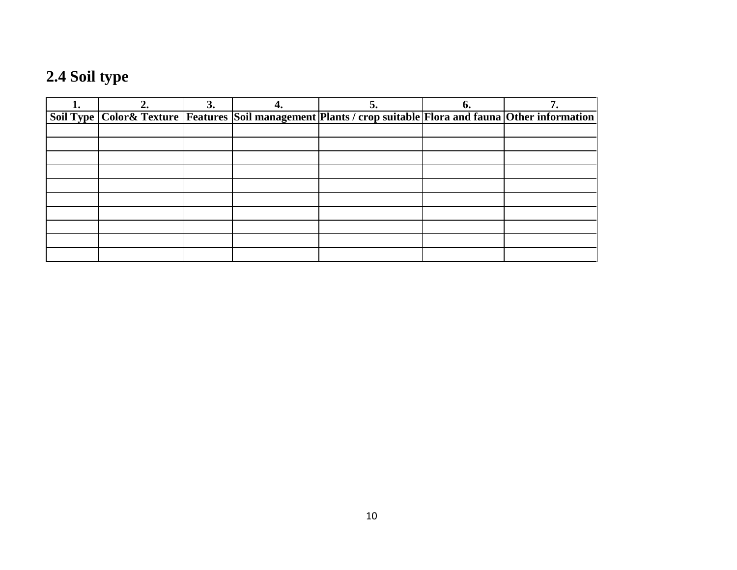## 2.4 Soil type

| 1. | 2. | 3. | 4. | 5. | 6. | 7. |
|---|---|---|---|---|---|---|
| **Soil Type** | **Color& Texture** | **Features** | **Soil management** | **Plants / crop suitable** | **Flora and fauna** | **Other information** |
| | | | | | | |
| | | | | | | |
| | | | | | | |
| | | | | | | |
| | | | | | | |
| | | | | | | |
| | | | | | | |
| | | | | | | |
| | | | | | | |
| | | | | | | |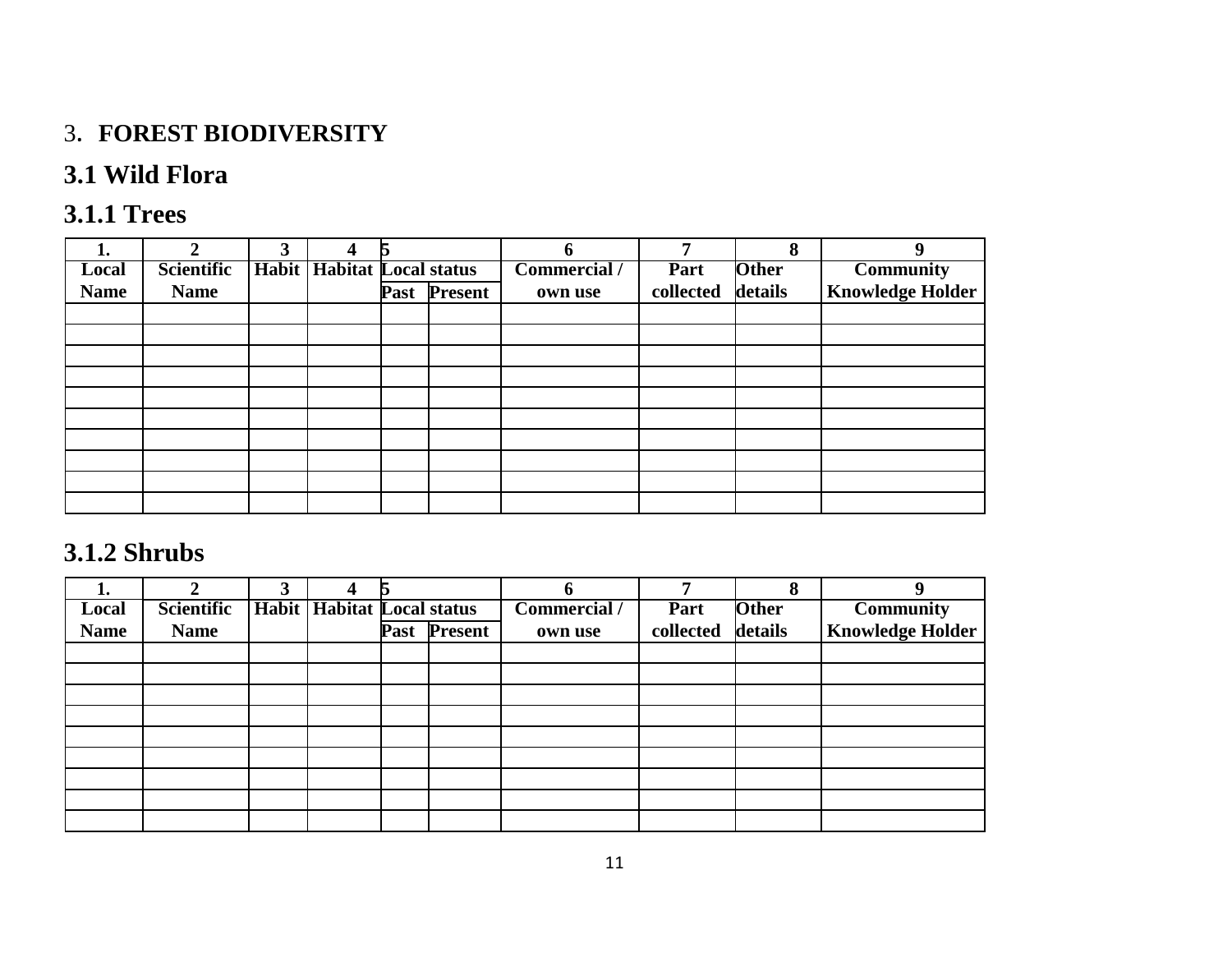## 3. FOREST BIODIVERSITY

### 3.1 Wild Flora

#### 3.1.1 Trees

| 1. | 2 | 3 | 4 | 5 | | 6 | 7 | 8 | 9 |
|---|---|---|---|---|---|---|---|---|---|
| Local Name | Scientific Name | Habit | Habitat | Local status | | Commercial / own use | Part collected | Other details | Community Knowledge Holder |
| | | | | Past | Present | | | | |
| | | | | | | | | | |
| | | | | | | | | | |
| | | | | | | | | | |
| | | | | | | | | | |
| | | | | | | | | | |
| | | | | | | | | | |
| | | | | | | | | | |
| | | | | | | | | | |
| | | | | | | | | | |
| | | | | | | | | | |

#### 3.1.2 Shrubs

| 1. | 2 | 3 | 4 | 5 | | 6 | 7 | 8 | 9 |
|---|---|---|---|---|---|---|---|---|---|
| Local Name | Scientific Name | Habit | Habitat | Local status | | Commercial / own use | Part collected | Other details | Community Knowledge Holder |
| | | | | Past | Present | | | | |
| | | | | | | | | | |
| | | | | | | | | | |
| | | | | | | | | | |
| | | | | | | | | | |
| | | | | | | | | | |
| | | | | | | | | | |
| | | | | | | | | | |
| | | | | | | | | | |
| | | | | | | | | | |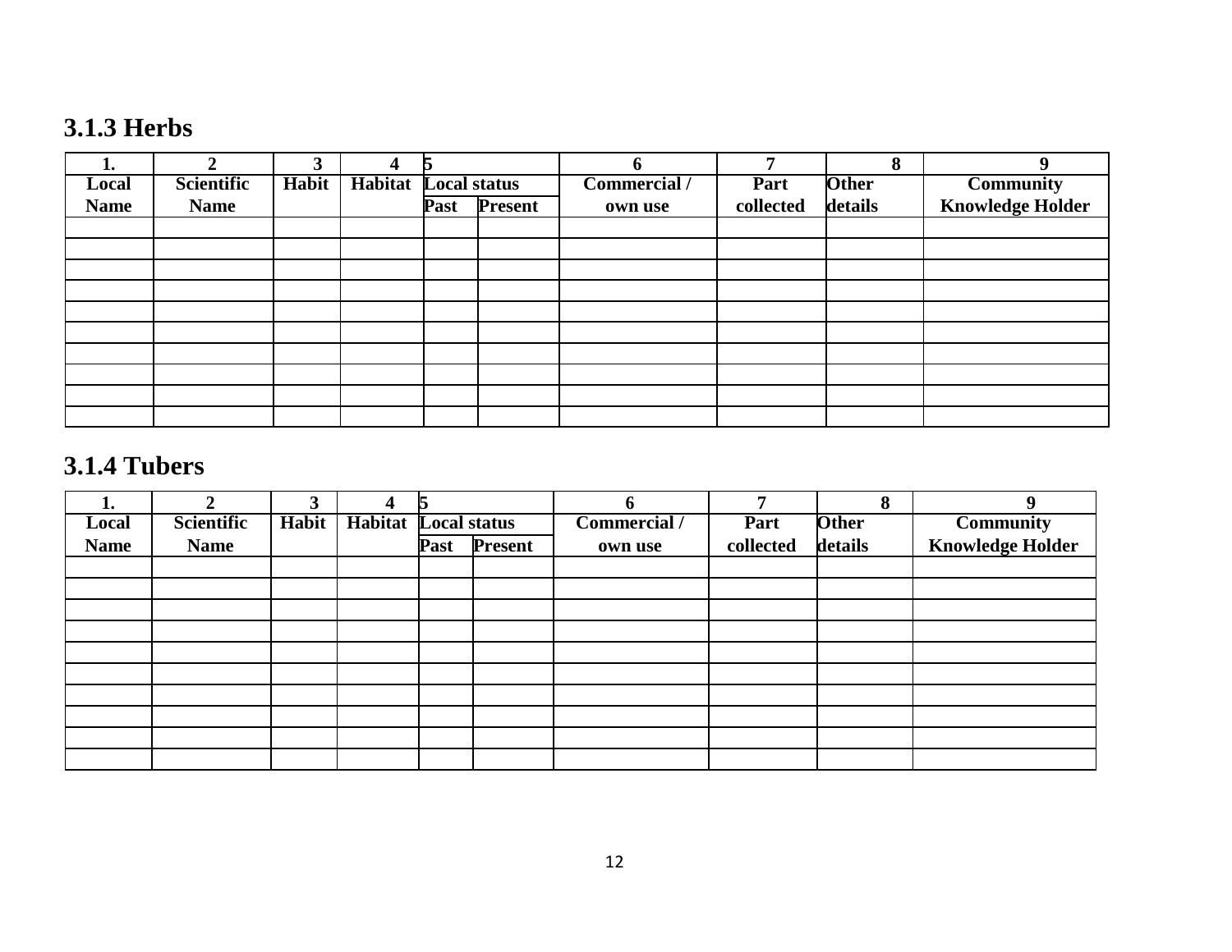### 3.1.3 Herbs

| 1. Local Name | 2 Scientific Name | 3 Habit | 4 Habitat | 5 Local status | | 6 Commercial / own use | 7 Part collected | 8 Other details | 9 Community Knowledge Holder |
|---|---|---|---|---|---|---|---|---|---|
| | | | | Past | Present | | | | |
| | | | | | | | | | |
| | | | | | | | | | |
| | | | | | | | | | |
| | | | | | | | | | |
| | | | | | | | | | |
| | | | | | | | | | |
| | | | | | | | | | |
| | | | | | | | | | |
| | | | | | | | | | |
| | | | | | | | | | |

### 3.1.4 Tubers

| 1. Local Name | 2 Scientific Name | 3 Habit | 4 Habitat | 5 Local status | | 6 Commercial / own use | 7 Part collected | 8 Other details | 9 Community Knowledge Holder |
|---|---|---|---|---|---|---|---|---|---|
| | | | | Past | Present | | | | |
| | | | | | | | | | |
| | | | | | | | | | |
| | | | | | | | | | |
| | | | | | | | | | |
| | | | | | | | | | |
| | | | | | | | | | |
| | | | | | | | | | |
| | | | | | | | | | |
| | | | | | | | | | |
| | | | | | | | | | |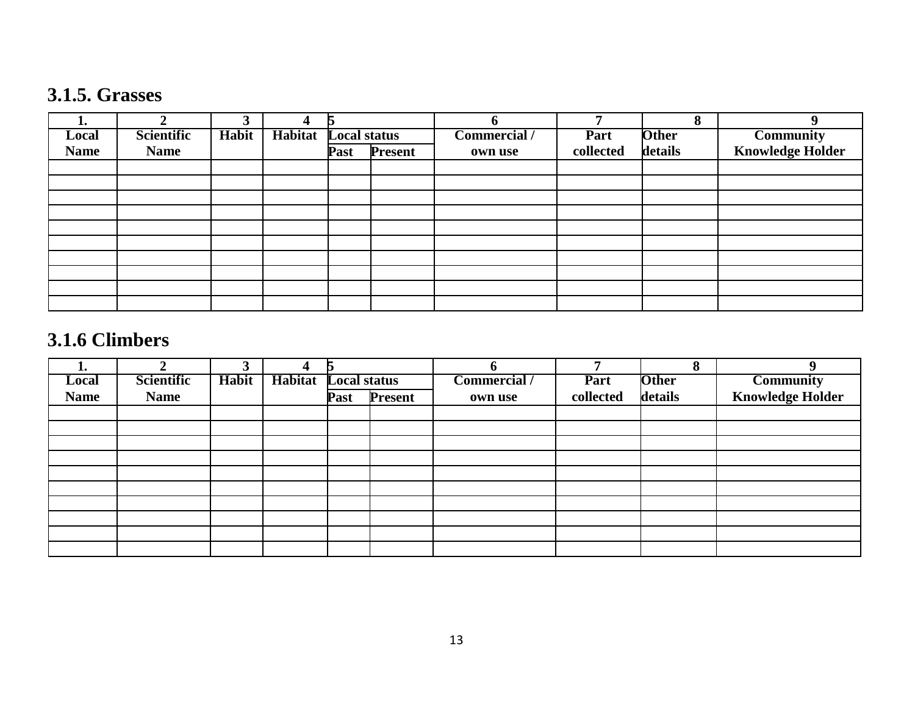### 3.1.5. Grasses

| 1. | 2 | 3 | 4 | 5 | | 6 | 7 | 8 | 9 |
|---|---|---|---|---|---|---|---|---|---|
| Local Name | Scientific Name | Habit | Habitat | Local status | | Commercial / own use | Part collected | Other details | Community Knowledge Holder |
| | | | | Past | Present | | | | |
| | | | | | | | | | |
| | | | | | | | | | |
| | | | | | | | | | |
| | | | | | | | | | |
| | | | | | | | | | |
| | | | | | | | | | |
| | | | | | | | | | |
| | | | | | | | | | |
| | | | | | | | | | |
| | | | | | | | | | |

### 3.1.6 Climbers

| 1. | 2 | 3 | 4 | 5 | | 6 | 7 | 8 | 9 |
|---|---|---|---|---|---|---|---|---|---|
| Local Name | Scientific Name | Habit | Habitat | Local status | | Commercial / own use | Part collected | Other details | Community Knowledge Holder |
| | | | | Past | Present | | | | |
| | | | | | | | | | |
| | | | | | | | | | |
| | | | | | | | | | |
| | | | | | | | | | |
| | | | | | | | | | |
| | | | | | | | | | |
| | | | | | | | | | |
| | | | | | | | | | |
| | | | | | | | | | |
| | | | | | | | | | |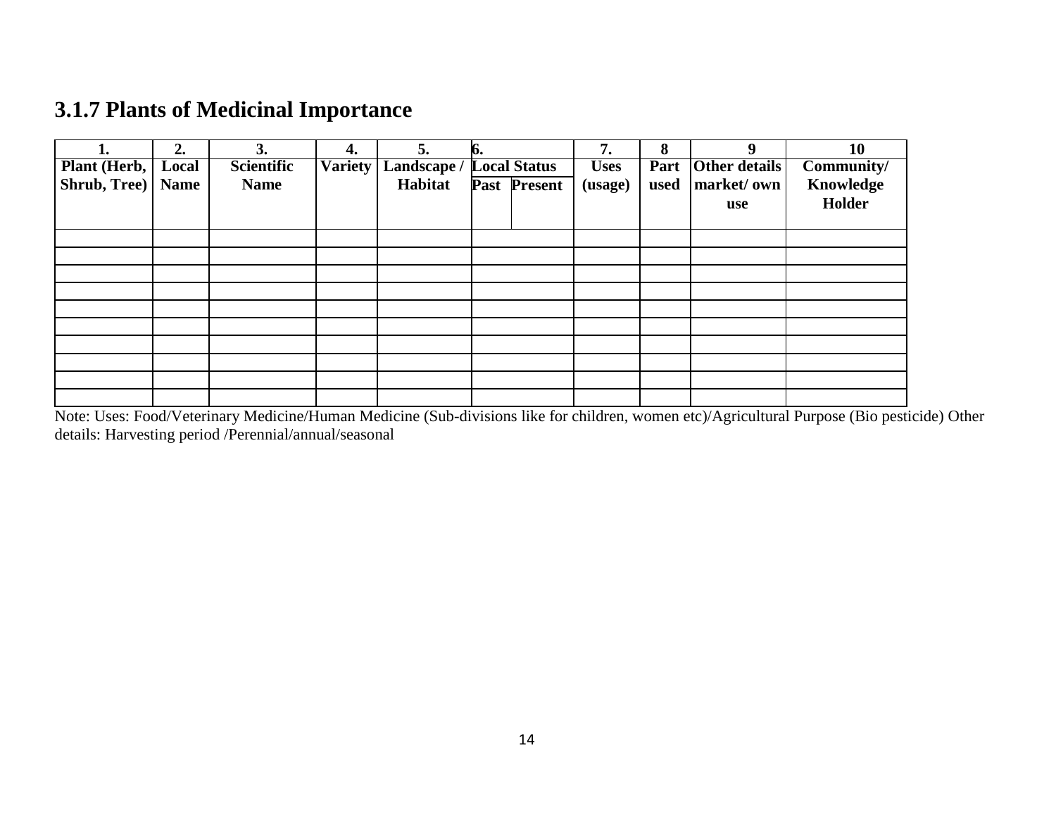### 3.1.7 Plants of Medicinal Importance

| 1. | 2. | 3. | 4. | 5. | 6. | | 7. | 8 | 9 | 10 |
|---|---|---|---|---|---|---|---|---|---|---|
| Plant (Herb, Shrub, Tree) | Local Name | Scientific Name | Variety | Landscape / Habitat | Local Status | | Uses (usage) | Part used | Other details market/ own use | Community/ Knowledge Holder |
| | | | | | Past | Present | | | | |
| | | | | | | | | | | |
| | | | | | | | | | | |
| | | | | | | | | | | |
| | | | | | | | | | | |
| | | | | | | | | | | |
| | | | | | | | | | | |
| | | | | | | | | | | |
| | | | | | | | | | | |
| | | | | | | | | | | |
| | | | | | | | | | | |

Note: Uses: Food/Veterinary Medicine/Human Medicine (Sub-divisions like for children, women etc)/Agricultural Purpose (Bio pesticide) Other details: Harvesting period /Perennial/annual/seasonal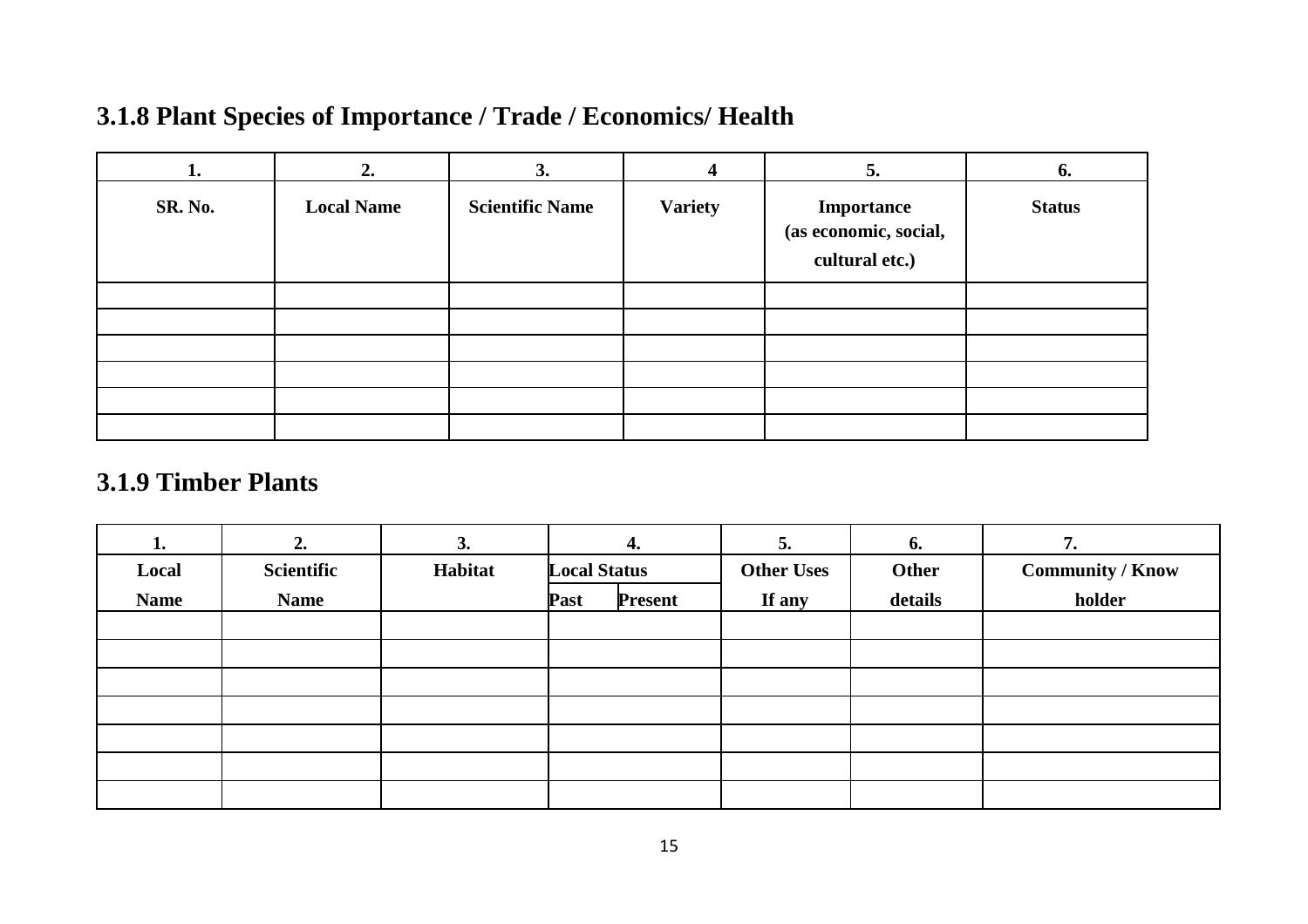### 3.1.8 Plant Species of Importance / Trade / Economics/ Health

| 1. | 2. | 3. | 4 | 5. | 6. |
|---|---|---|---|---|---|
| SR. No. | Local Name | Scientific Name | Variety | Importance (as economic, social, cultural etc.) | Status |
| | | | | | |
| | | | | | |
| | | | | | |
| | | | | | |
| | | | | | |
| | | | | | |

### 3.1.9 Timber Plants

| 1. | 2. | 3. | 4. | | 5. | 6. | 7. |
|---|---|---|---|---|---|---|---|
| Local Name | Scientific Name | Habitat | Local Status | | Other Uses If any | Other details | Community / Know holder |
| | | | Past | Present | | | |
| | | | | | | | |
| | | | | | | | |
| | | | | | | | |
| | | | | | | | |
| | | | | | | | |
| | | | | | | | |
| | | | | | | | |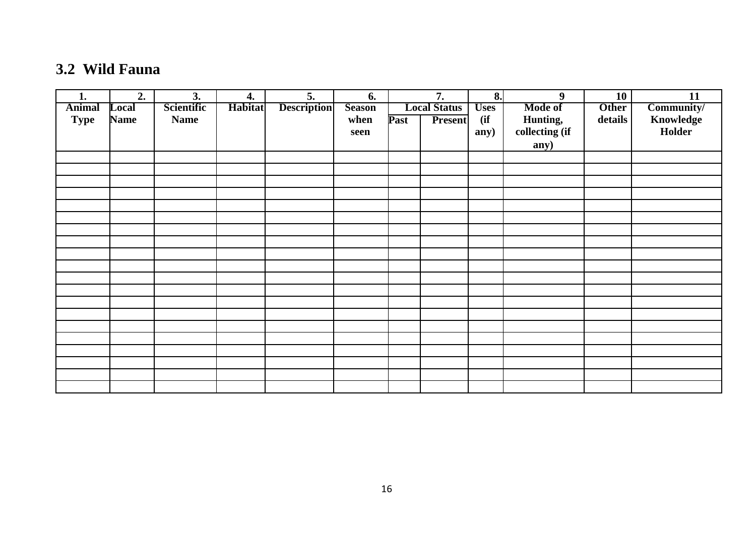### 3.2 Wild Fauna

| 1. Animal Type | 2. Local Name | 3. Scientific Name | 4. Habitat | 5. Description | 6. Season when seen | 7. Local Status | | 8. Uses (if any) | 9 Mode of Hunting, collecting (if any) | 10 Other details | 11 Community/ Knowledge Holder |
|---|---|---|---|---|---|---|---|---|---|---|---|
| | | | | | | Past | Present | | | | |
| | | | | | | | | | | | |
| | | | | | | | | | | | |
| | | | | | | | | | | | |
| | | | | | | | | | | | |
| | | | | | | | | | | | |
| | | | | | | | | | | | |
| | | | | | | | | | | | |
| | | | | | | | | | | | |
| | | | | | | | | | | | |
| | | | | | | | | | | | |
| | | | | | | | | | | | |
| | | | | | | | | | | | |
| | | | | | | | | | | | |
| | | | | | | | | | | | |
| | | | | | | | | | | | |
| | | | | | | | | | | | |
| | | | | | | | | | | | |
| | | | | | | | | | | | |
| | | | | | | | | | | | |
| | | | | | | | | | | | |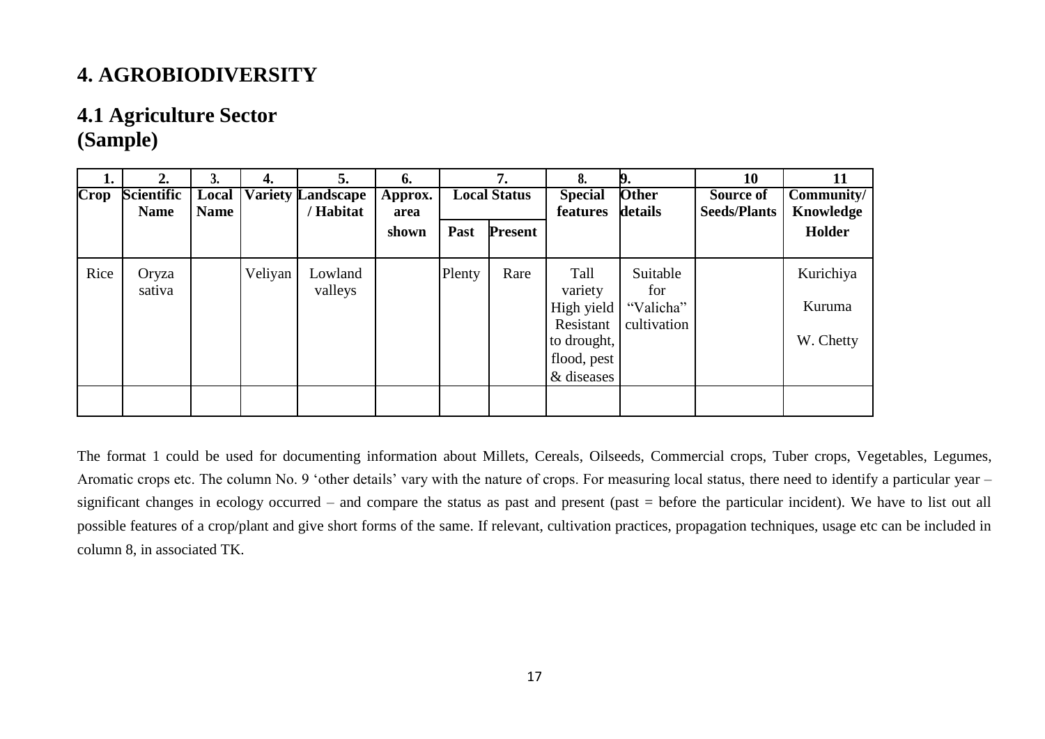## 4. AGROBIODIVERSITY

### 4.1 Agriculture Sector (Sample)

| 1. Crop | 2. Scientific Name | 3. Local Name | 4. Variety | 5. Landscape / Habitat | 6. Approx. area shown | 7. Local Status | | 8. Special features | 9. Other details | 10 Source of Seeds/Plants | 11 Community/ Knowledge Holder |
|---|---|---|---|---|---|---|---|---|---|---|---|
| | | | | | | Past | Present | | | | |
| Rice | Oryza sativa | | Veliyan | Lowland valleys | | Plenty | Rare | Tall variety High yield Resistant to drought, flood, pest & diseases | Suitable for "Valicha" cultivation | | Kurichiya Kuruma W. Chetty |
| | | | | | | | | | | | |

The format 1 could be used for documenting information about Millets, Cereals, Oilseeds, Commercial crops, Tuber crops, Vegetables, Legumes, Aromatic crops etc. The column No. 9 'other details' vary with the nature of crops. For measuring local status, there need to identify a particular year – significant changes in ecology occurred – and compare the status as past and present (past = before the particular incident). We have to list out all possible features of a crop/plant and give short forms of the same. If relevant, cultivation practices, propagation techniques, usage etc can be included in column 8, in associated TK.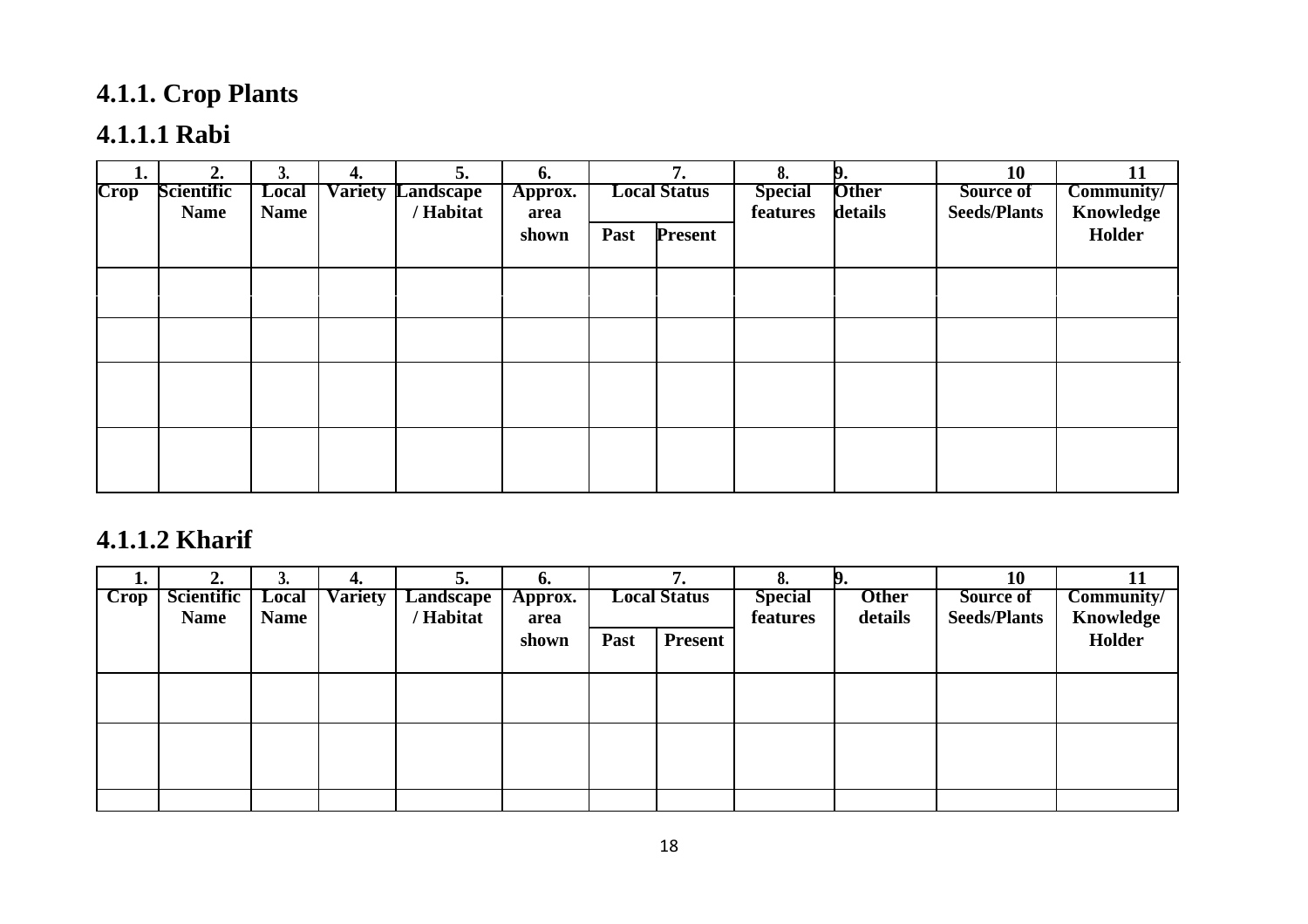## 4.1.1. Crop Plants

### 4.1.1.1 Rabi

| 1. Crop | 2. Scientific Name | 3. Local Name | 4. Variety | 5. Landscape / Habitat | 6. Approx. area shown | 7. Local Status | | 8. Special features | 9. Other details | 10 Source of Seeds/Plants | 11 Community/ Knowledge Holder |
|---|---|---|---|---|---|---|---|---|---|---|---|
| | | | | | | Past | Present | | | | |
| | | | | | | | | | | | |
| | | | | | | | | | | | |
| | | | | | | | | | | | |
| | | | | | | | | | | | |

### 4.1.1.2 Kharif

| 1. Crop | 2. Scientific Name | 3. Local Name | 4. Variety | 5. Landscape / Habitat | 6. Approx. area shown | 7. Local Status | | 8. Special features | 9. Other details | 10 Source of Seeds/Plants | 11 Community/ Knowledge Holder |
|---|---|---|---|---|---|---|---|---|---|---|---|
| | | | | | | Past | Present | | | | |
| | | | | | | | | | | | |
| | | | | | | | | | | | |
| | | | | | | | | | | | |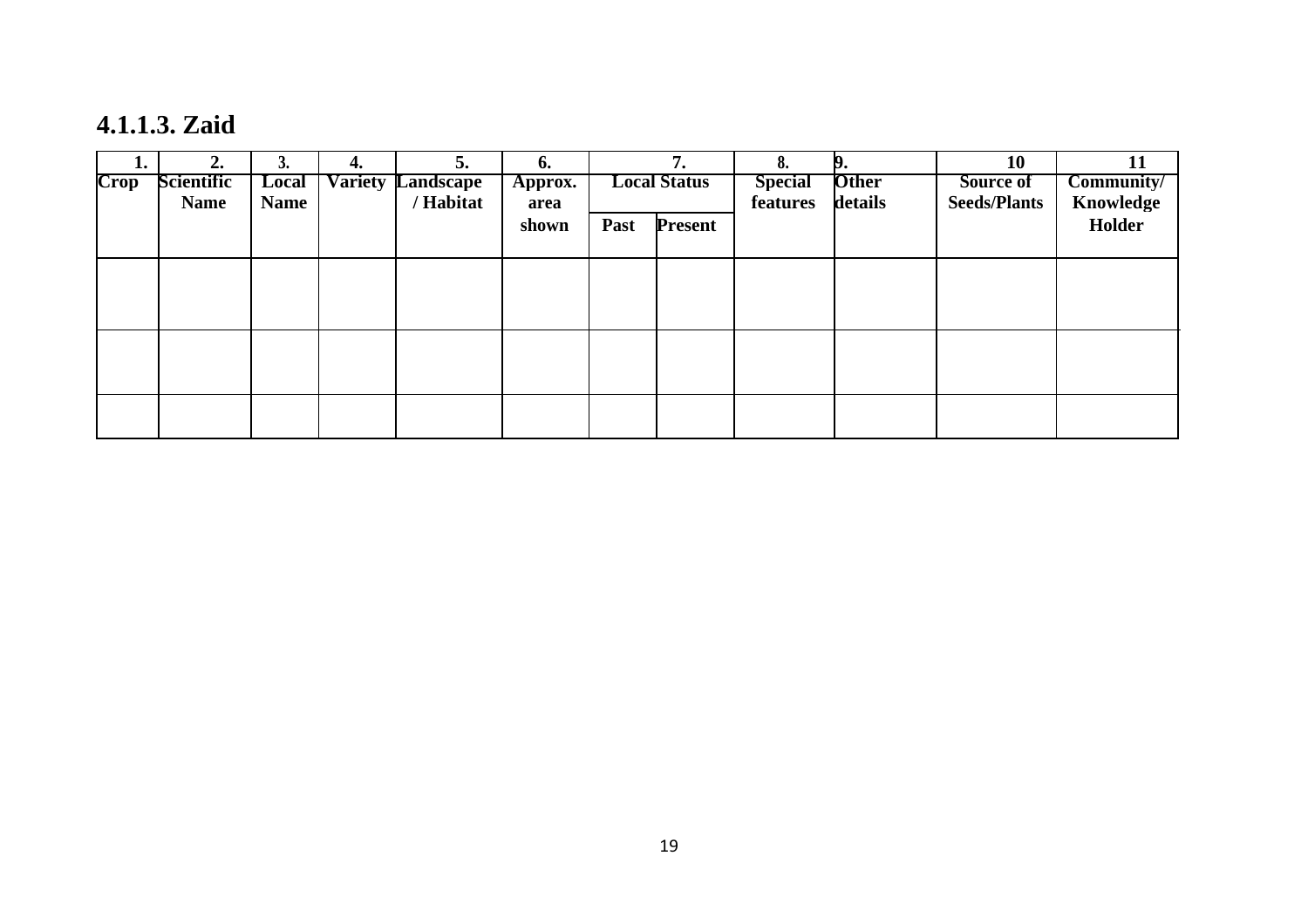#### 4.1.1.3. Zaid

| 1. Crop | 2. Scientific Name | 3. Local Name | 4. Variety | 5. Landscape / Habitat | 6. Approx. area shown | 7. Local Status | | 8. Special features | 9. Other details | 10 Source of Seeds/Plants | 11 Community/ Knowledge Holder |
|---|---|---|---|---|---|---|---|---|---|---|---|
| | | | | | | Past | Present | | | | |
| | | | | | | | | | | | |
| | | | | | | | | | | | |
| | | | | | | | | | | | |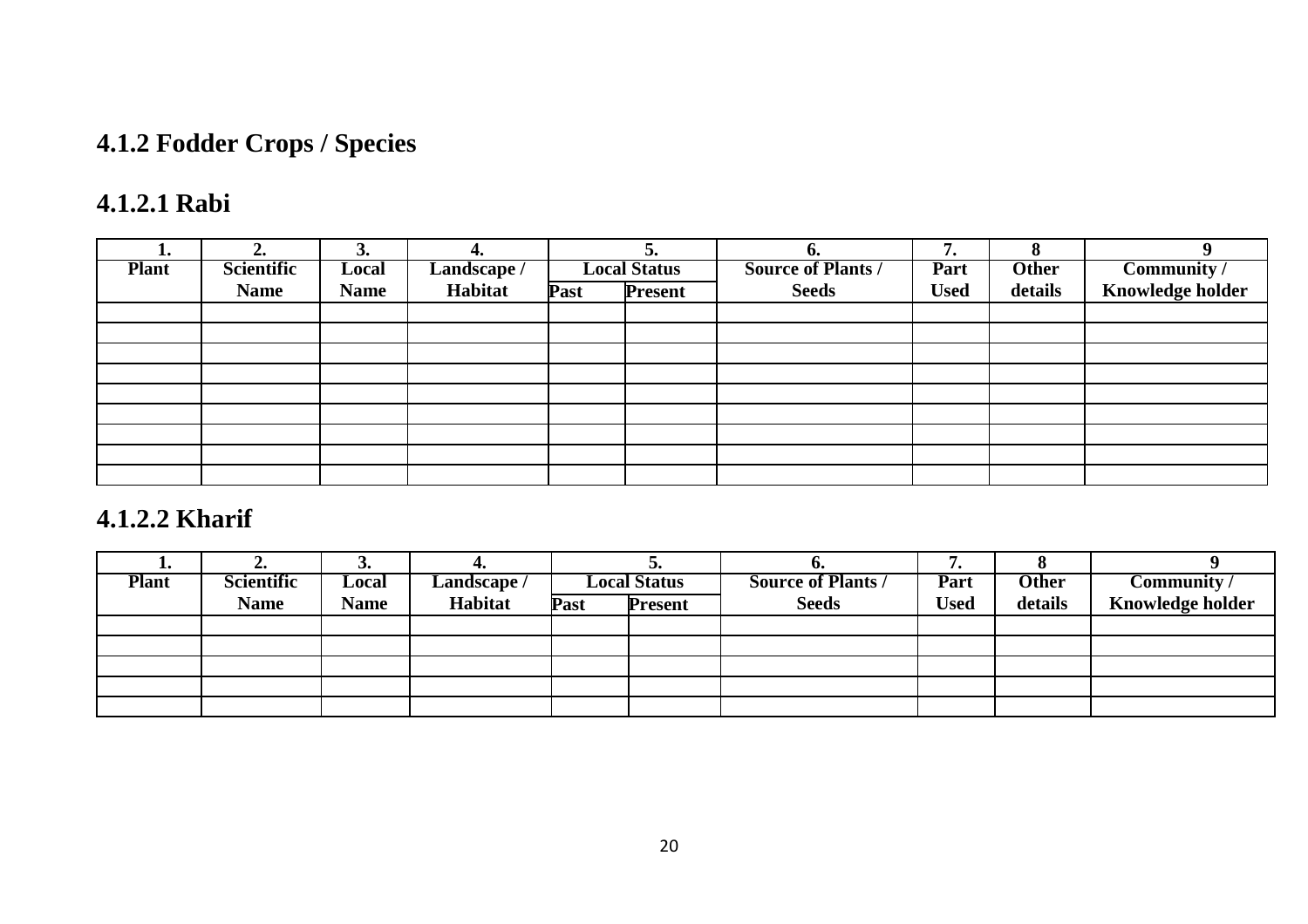## 4.1.2 Fodder Crops / Species

### 4.1.2.1 Rabi

| 1. Plant | 2. Scientific Name | 3. Local Name | 4. Landscape / Habitat | 5. Local Status | | 6. Source of Plants / Seeds | 7. Part Used | 8 Other details | 9 Community / Knowledge holder |
|---|---|---|---|---|---|---|---|---|---|
| | | | | Past | Present | | | | |
| | | | | | | | | | |
| | | | | | | | | | |
| | | | | | | | | | |
| | | | | | | | | | |
| | | | | | | | | | |
| | | | | | | | | | |
| | | | | | | | | | |
| | | | | | | | | | |
| | | | | | | | | | |

### 4.1.2.2 Kharif

| 1. Plant | 2. Scientific Name | 3. Local Name | 4. Landscape / Habitat | 5. Local Status | | 6. Source of Plants / Seeds | 7. Part Used | 8 Other details | 9 Community / Knowledge holder |
|---|---|---|---|---|---|---|---|---|---|
| | | | | Past | Present | | | | |
| | | | | | | | | | |
| | | | | | | | | | |
| | | | | | | | | | |
| | | | | | | | | | |
| | | | | | | | | | |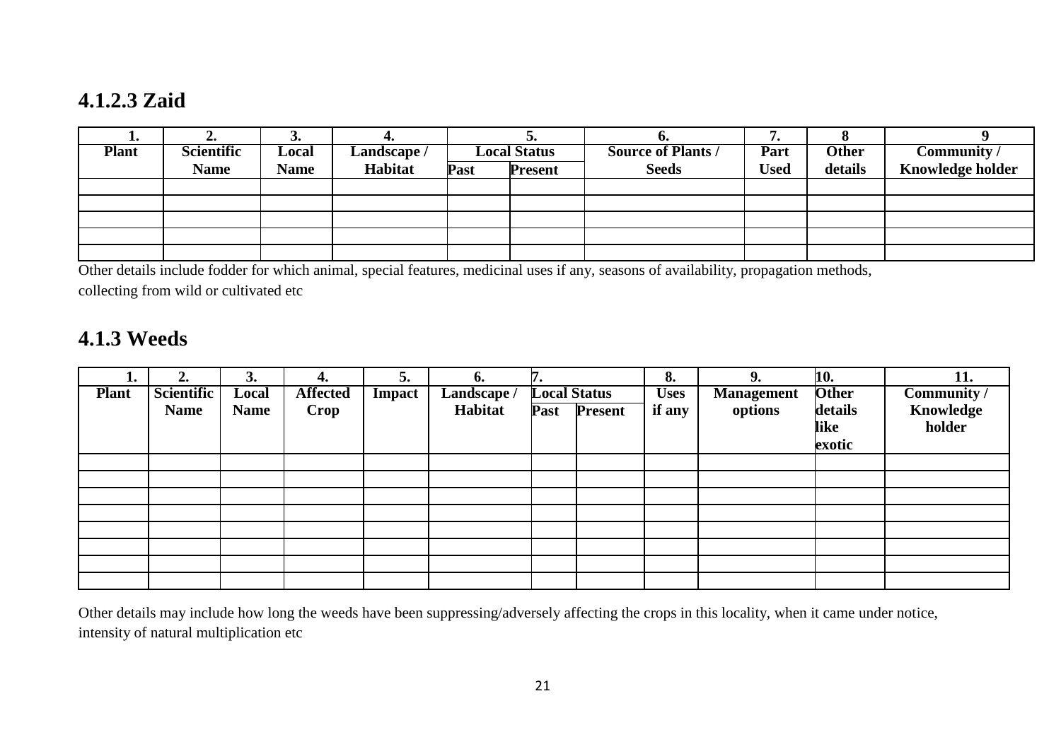## 4.1.2.3 Zaid

| 1. | 2. | 3. | 4. | 5. | | 6. | 7. | 8 | 9 |
|---|---|---|---|---|---|---|---|---|---|
| Plant | Scientific Name | Local Name | Landscape / Habitat | Local Status | | Source of Plants / Seeds | Part Used | Other details | Community / Knowledge holder |
| | | | | Past | Present | | | | |
| | | | | | | | | | |
| | | | | | | | | | |
| | | | | | | | | | |
| | | | | | | | | | |
| | | | | | | | | | |

Other details include fodder for which animal, special features, medicinal uses if any, seasons of availability, propagation methods, collecting from wild or cultivated etc

## 4.1.3 Weeds

| 1. | 2. | 3. | 4. | 5. | 6. | 7. | | 8. | 9. | 10. | 11. |
|---|---|---|---|---|---|---|---|---|---|---|---|
| Plant | Scientific Name | Local Name | Affected Crop | Impact | Landscape / Habitat | Local Status | | Uses if any | Management options | Other details like exotic | Community / Knowledge holder |
| | | | | | | Past | Present | | | | |
| | | | | | | | | | | | |
| | | | | | | | | | | | |
| | | | | | | | | | | | |
| | | | | | | | | | | | |
| | | | | | | | | | | | |
| | | | | | | | | | | | |
| | | | | | | | | | | | |
| | | | | | | | | | | | |

Other details may include how long the weeds have been suppressing/adversely affecting the crops in this locality, when it came under notice, intensity of natural multiplication etc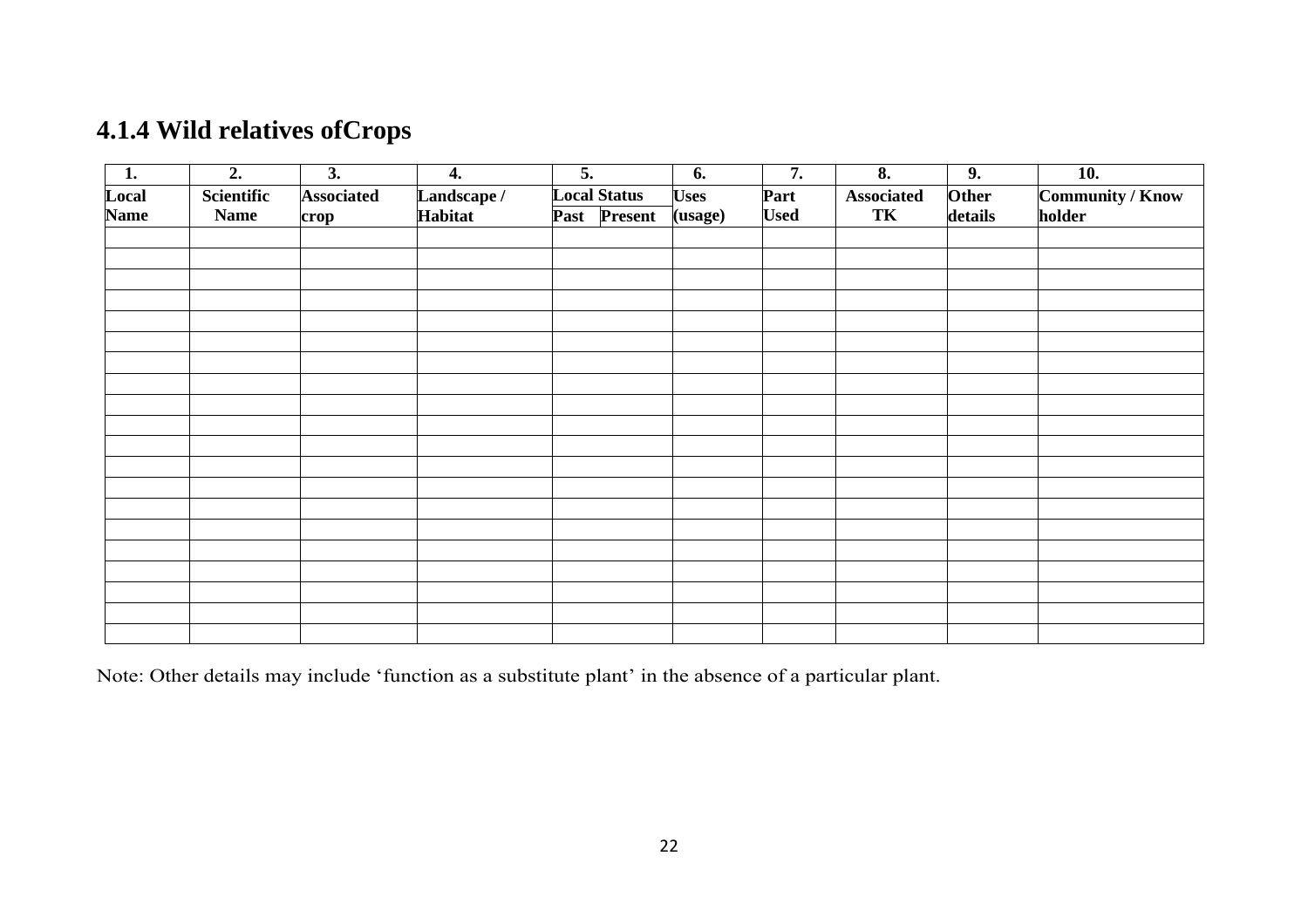## 4.1.4 Wild relatives ofCrops

| 1. | 2. | 3. | 4. | 5. | | 6. | 7. | 8. | 9. | 10. |
|---|---|---|---|---|---|---|---|---|---|---|
| Local Name | Scientific Name | Associated crop | Landscape / Habitat | Local Status | | Uses (usage) | Part Used | Associated TK | Other details | Community / Know holder |
| | | | | Past | Present | | | | | |
| | | | | | | | | | | |
| | | | | | | | | | | |
| | | | | | | | | | | |
| | | | | | | | | | | |
| | | | | | | | | | | |
| | | | | | | | | | | |
| | | | | | | | | | | |
| | | | | | | | | | | |
| | | | | | | | | | | |
| | | | | | | | | | | |
| | | | | | | | | | | |
| | | | | | | | | | | |
| | | | | | | | | | | |
| | | | | | | | | | | |
| | | | | | | | | | | |
| | | | | | | | | | | |
| | | | | | | | | | | |
| | | | | | | | | | | |
| | | | | | | | | | | |
| | | | | | | | | | | |

Note: Other details may include 'function as a substitute plant' in the absence of a particular plant.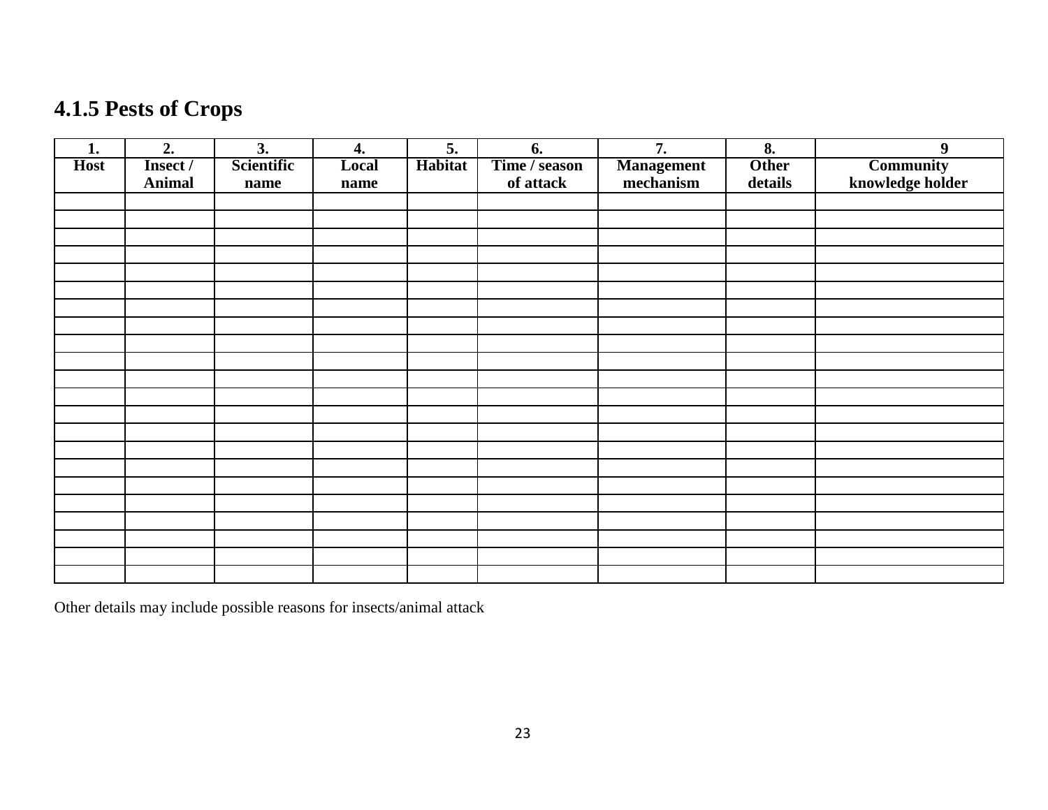### 4.1.5 Pests of Crops

| 1. Host | 2. Insect / Animal | 3. Scientific name | 4. Local name | 5. Habitat | 6. Time / season of attack | 7. Management mechanism | 8. Other details | 9 Community knowledge holder |
|---|---|---|---|---|---|---|---|---|
| | | | | | | | | |
| | | | | | | | | |
| | | | | | | | | |
| | | | | | | | | |
| | | | | | | | | |
| | | | | | | | | |
| | | | | | | | | |
| | | | | | | | | |
| | | | | | | | | |
| | | | | | | | | |
| | | | | | | | | |
| | | | | | | | | |
| | | | | | | | | |
| | | | | | | | | |
| | | | | | | | | |
| | | | | | | | | |
| | | | | | | | | |
| | | | | | | | | |
| | | | | | | | | |
| | | | | | | | | |
| | | | | | | | | |
| | | | | | | | | |

Other details may include possible reasons for insects/animal attack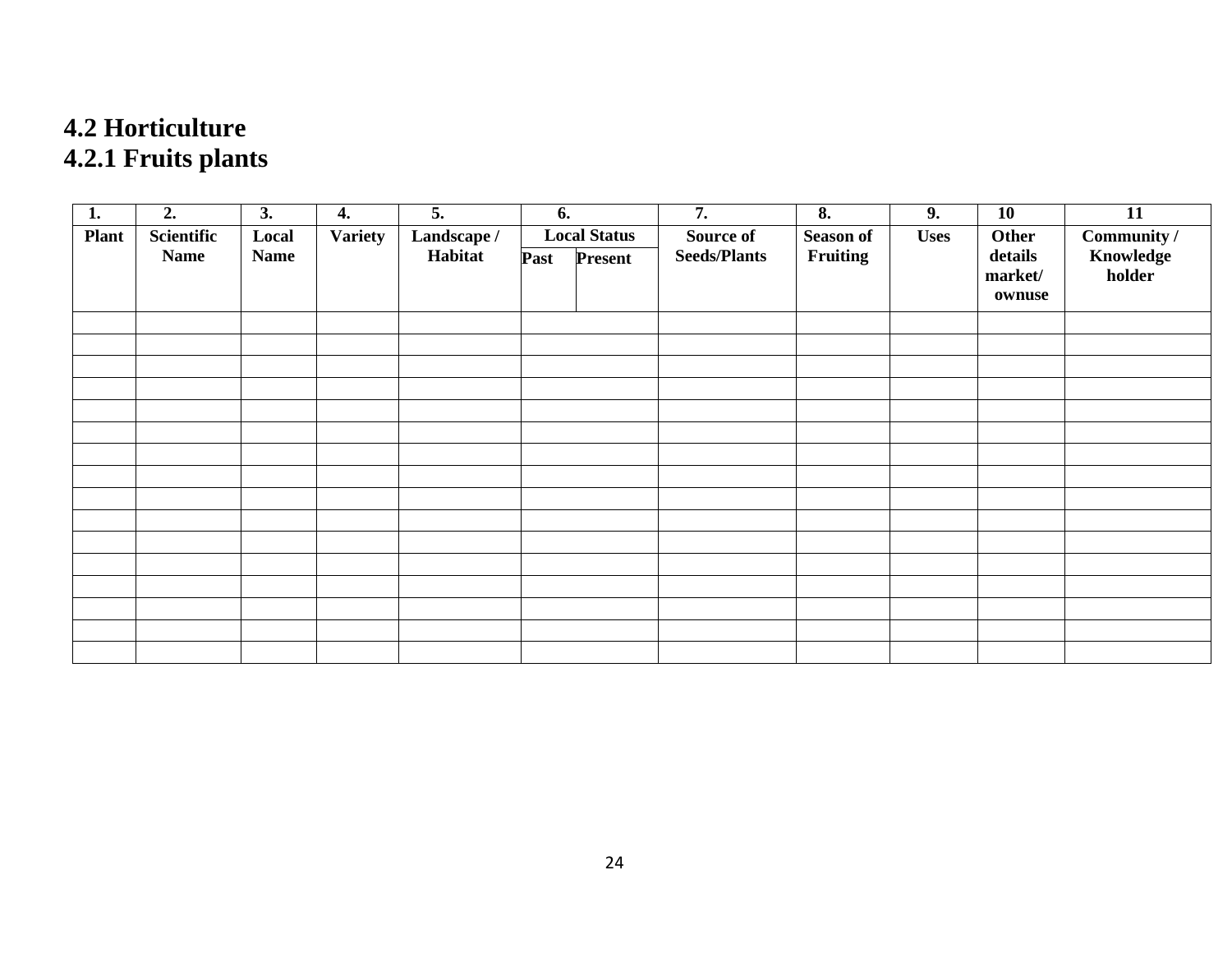## 4.2 Horticulture

### 4.2.1 Fruits plants

| 1. | 2. | 3. | 4. | 5. | 6. | | 7. | 8. | 9. | 10 | 11 |
|---|---|---|---|---|---|---|---|---|---|---|---|
| Plant | Scientific Name | Local Name | Variety | Landscape / Habitat | Local Status | | Source of Seeds/Plants | Season of Fruiting | Uses | Other details market/ ownuse | Community / Knowledge holder |
| | | | | | Past | Present | | | | | |
| | | | | | | | | | | | |
| | | | | | | | | | | | |
| | | | | | | | | | | | |
| | | | | | | | | | | | |
| | | | | | | | | | | | |
| | | | | | | | | | | | |
| | | | | | | | | | | | |
| | | | | | | | | | | | |
| | | | | | | | | | | | |
| | | | | | | | | | | | |
| | | | | | | | | | | | |
| | | | | | | | | | | | |
| | | | | | | | | | | | |
| | | | | | | | | | | | |
| | | | | | | | | | | | |
| | | | | | | | | | | | |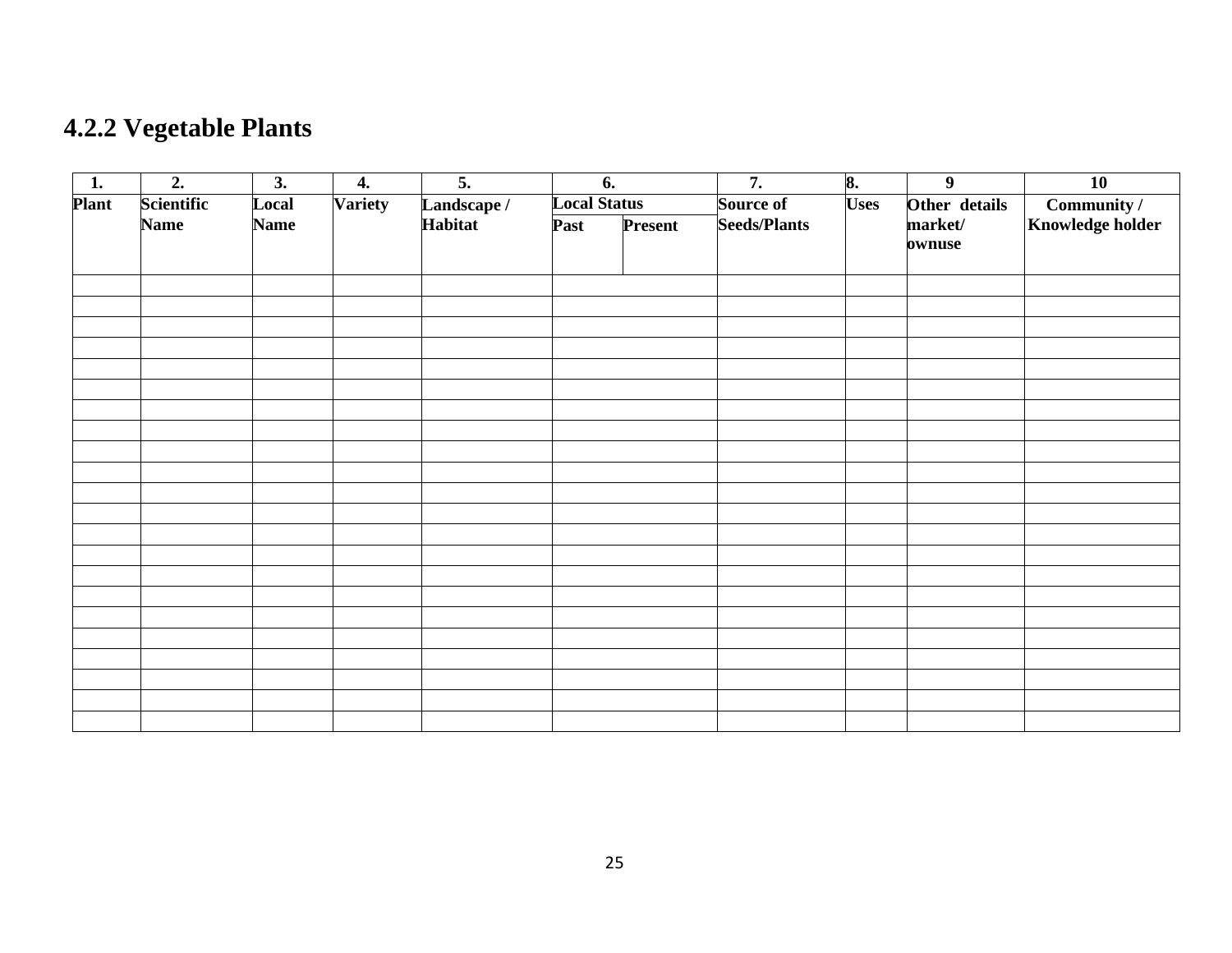## 4.2.2 Vegetable Plants

| 1. | 2. | 3. | 4. | 5. | 6. | | 7. | 8. | 9 | 10 |
|---|---|---|---|---|---|---|---|---|---|---|
| Plant | Scientific Name | Local Name | Variety | Landscape / Habitat | Local Status | | Source of Seeds/Plants | Uses | Other details market/ ownuse | Community / Knowledge holder |
| | | | | | Past | Present | | | | |
| | | | | | | | | | | |
| | | | | | | | | | | |
| | | | | | | | | | | |
| | | | | | | | | | | |
| | | | | | | | | | | |
| | | | | | | | | | | |
| | | | | | | | | | | |
| | | | | | | | | | | |
| | | | | | | | | | | |
| | | | | | | | | | | |
| | | | | | | | | | | |
| | | | | | | | | | | |
| | | | | | | | | | | |
| | | | | | | | | | | |
| | | | | | | | | | | |
| | | | | | | | | | | |
| | | | | | | | | | | |
| | | | | | | | | | | |
| | | | | | | | | | | |
| | | | | | | | | | | |
| | | | | | | | | | | |
| | | | | | | | | | | |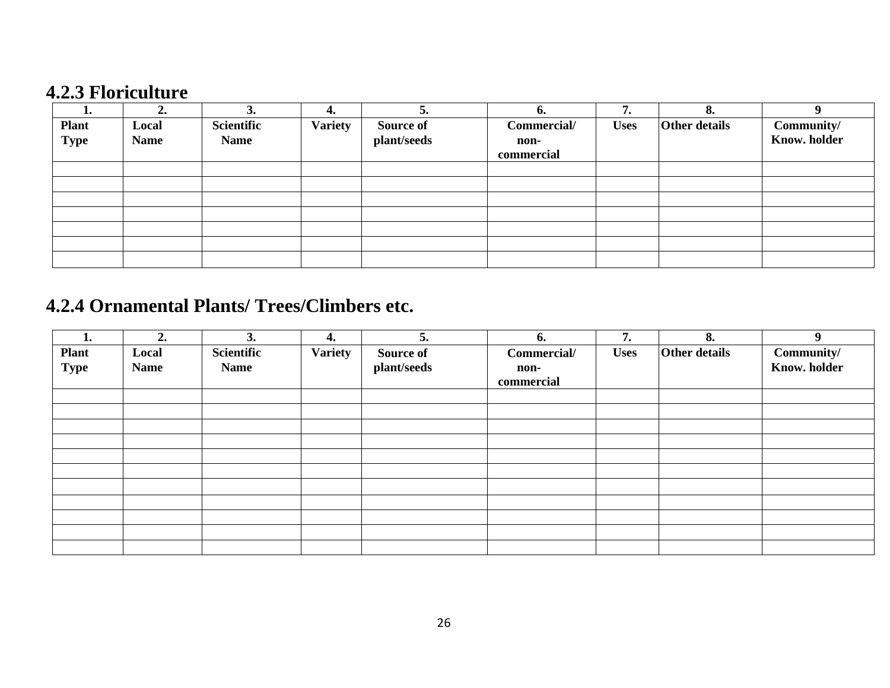### 4.2.3 Floriculture

| 1. | 2. | 3. | 4. | 5. | 6. | 7. | 8. | 9 |
|---|---|---|---|---|---|---|---|---|
| **Plant Type** | **Local Name** | **Scientific Name** | **Variety** | **Source of plant/seeds** | **Commercial/ non-commercial** | **Uses** | **Other details** | **Community/ Know. holder** |
| | | | | | | | | |
| | | | | | | | | |
| | | | | | | | | |
| | | | | | | | | |
| | | | | | | | | |
| | | | | | | | | |
| | | | | | | | | |

### 4.2.4 Ornamental Plants/ Trees/Climbers etc.

| 1. | 2. | 3. | 4. | 5. | 6. | 7. | 8. | 9 |
|---|---|---|---|---|---|---|---|---|
| **Plant Type** | **Local Name** | **Scientific Name** | **Variety** | **Source of plant/seeds** | **Commercial/ non-commercial** | **Uses** | **Other details** | **Community/ Know. holder** |
| | | | | | | | | |
| | | | | | | | | |
| | | | | | | | | |
| | | | | | | | | |
| | | | | | | | | |
| | | | | | | | | |
| | | | | | | | | |
| | | | | | | | | |
| | | | | | | | | |
| | | | | | | | | |
| | | | | | | | | |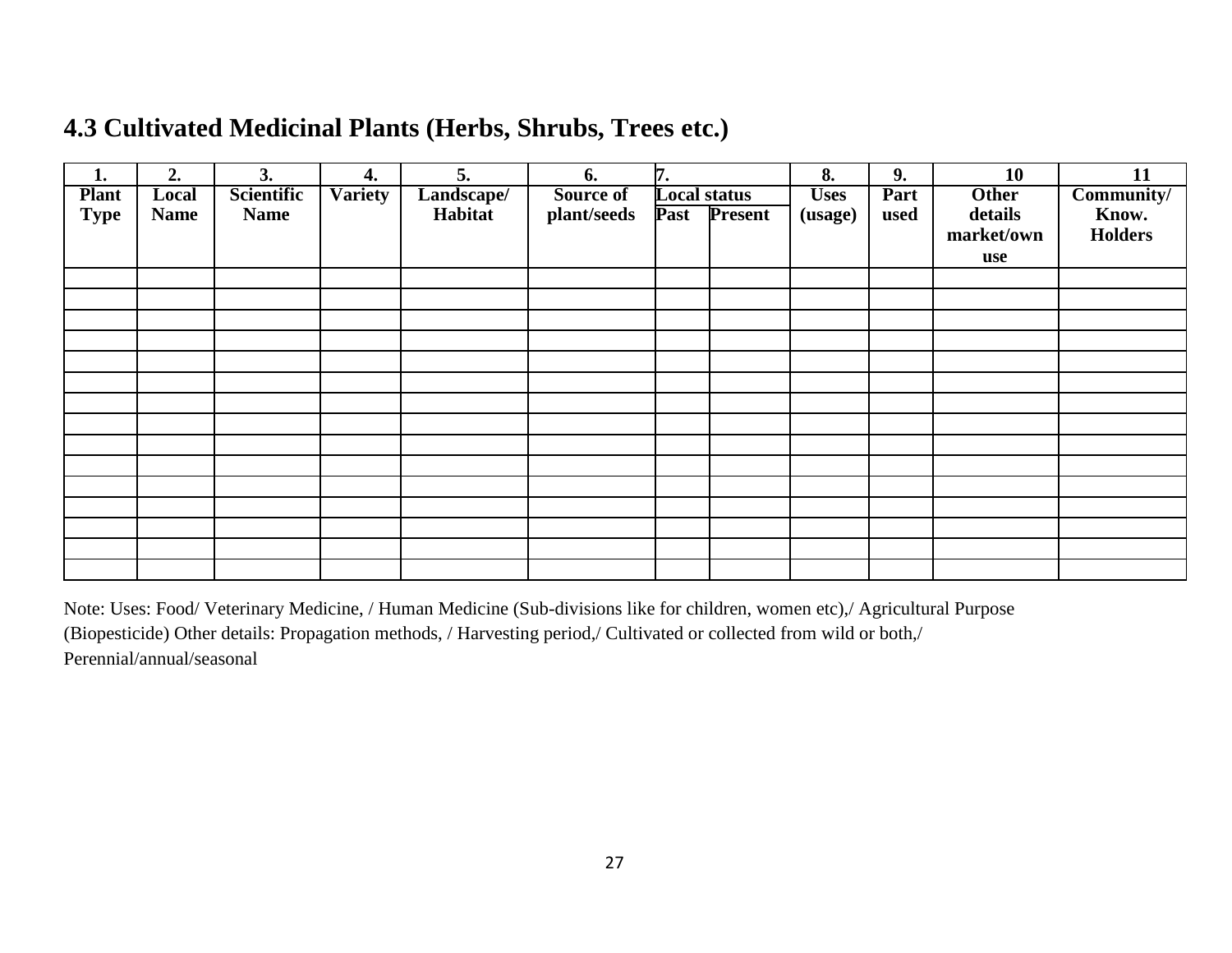## 4.3 Cultivated Medicinal Plants (Herbs, Shrubs, Trees etc.)

| 1. Plant Type | 2. Local Name | 3. Scientific Name | 4. Variety | 5. Landscape/ Habitat | 6. Source of plant/seeds | 7. Local status | | 8. Uses (usage) | 9. Part used | 10 Other details market/own use | 11 Community/ Know. Holders |
|---|---|---|---|---|---|---|---|---|---|---|---|
| | | | | | | Past | Present | | | | |
| | | | | | | | | | | | |
| | | | | | | | | | | | |
| | | | | | | | | | | | |
| | | | | | | | | | | | |
| | | | | | | | | | | | |
| | | | | | | | | | | | |
| | | | | | | | | | | | |
| | | | | | | | | | | | |
| | | | | | | | | | | | |
| | | | | | | | | | | | |
| | | | | | | | | | | | |
| | | | | | | | | | | | |
| | | | | | | | | | | | |
| | | | | | | | | | | | |
| | | | | | | | | | | | |

Note: Uses: Food/ Veterinary Medicine, / Human Medicine (Sub-divisions like for children, women etc),/ Agricultural Purpose (Biopesticide) Other details: Propagation methods, / Harvesting period,/ Cultivated or collected from wild or both,/ Perennial/annual/seasonal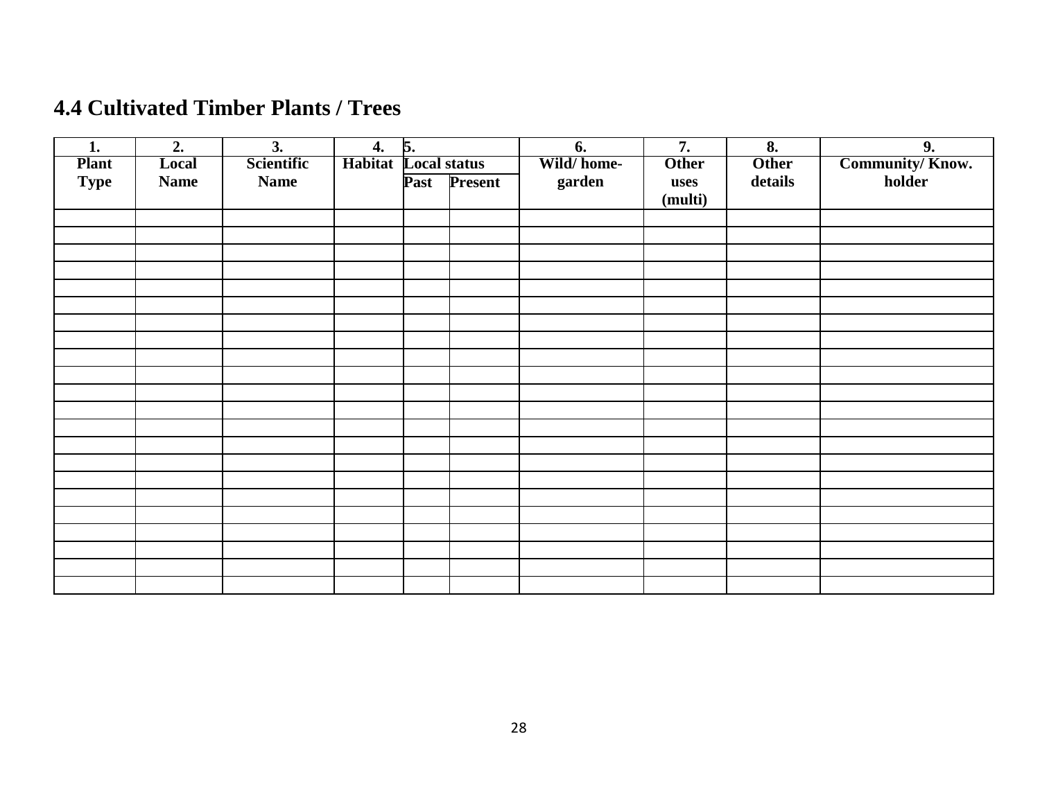## 4.4 Cultivated Timber Plants / Trees

| 1. Plant Type | 2. Local Name | 3. Scientific Name | 4. Habitat | 5. Local status | | 6. Wild/ home-garden | 7. Other uses (multi) | 8. Other details | 9. Community/ Know. holder |
|---|---|---|---|---|---|---|---|---|---|
| | | | | Past | Present | | | | |
| | | | | | | | | | |
| | | | | | | | | | |
| | | | | | | | | | |
| | | | | | | | | | |
| | | | | | | | | | |
| | | | | | | | | | |
| | | | | | | | | | |
| | | | | | | | | | |
| | | | | | | | | | |
| | | | | | | | | | |
| | | | | | | | | | |
| | | | | | | | | | |
| | | | | | | | | | |
| | | | | | | | | | |
| | | | | | | | | | |
| | | | | | | | | | |
| | | | | | | | | | |
| | | | | | | | | | |
| | | | | | | | | | |
| | | | | | | | | | |
| | | | | | | | | | |
| | | | | | | | | | |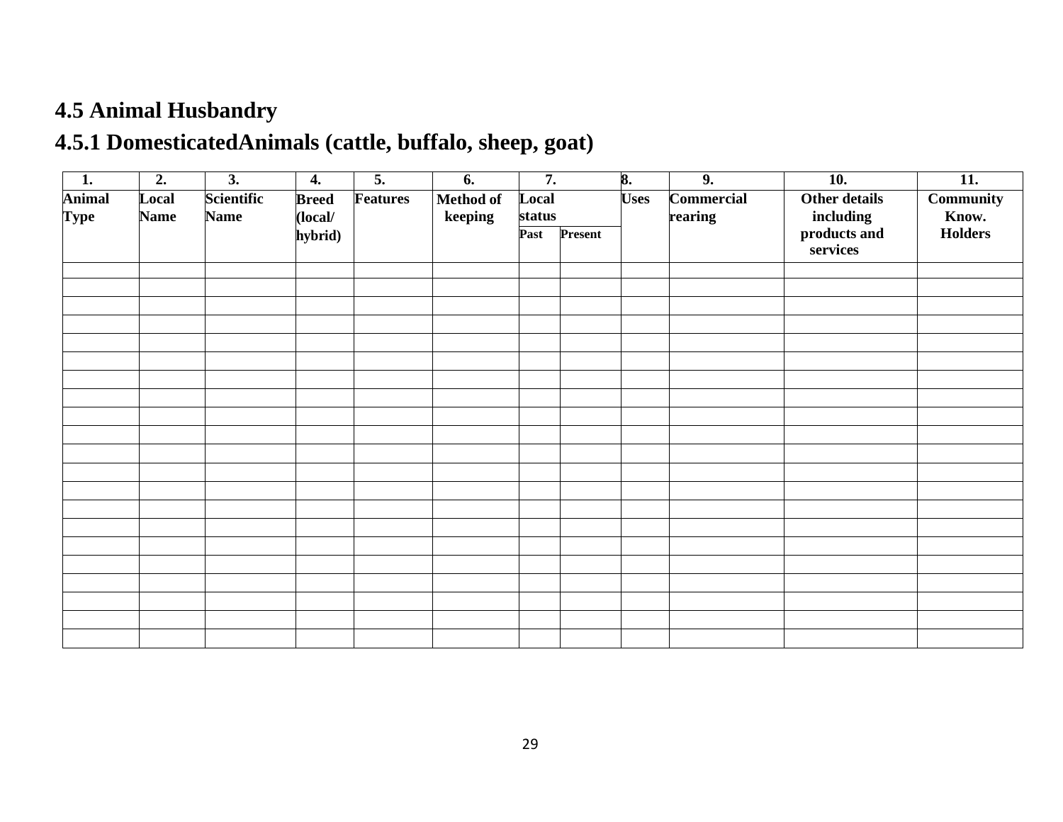## 4.5 Animal Husbandry

### 4.5.1 DomesticatedAnimals (cattle, buffalo, sheep, goat)

| 1. | 2. | 3. | 4. | 5. | 6. | 7. | | 8. | 9. | 10. | 11. |
|---|---|---|---|---|---|---|---|---|---|---|---|
| Animal Type | Local Name | Scientific Name | Breed (local/ hybrid) | Features | Method of keeping | Local status | | Uses | Commercial rearing | Other details including products and services | Community Know. Holders |
| | | | | | | Past | Present | | | | |
| | | | | | | | | | | | |
| | | | | | | | | | | | |
| | | | | | | | | | | | |
| | | | | | | | | | | | |
| | | | | | | | | | | | |
| | | | | | | | | | | | |
| | | | | | | | | | | | |
| | | | | | | | | | | | |
| | | | | | | | | | | | |
| | | | | | | | | | | | |
| | | | | | | | | | | | |
| | | | | | | | | | | | |
| | | | | | | | | | | | |
| | | | | | | | | | | | |
| | | | | | | | | | | | |
| | | | | | | | | | | | |
| | | | | | | | | | | | |
| | | | | | | | | | | | |
| | | | | | | | | | | | |
| | | | | | | | | | | | |
| | | | | | | | | | | | |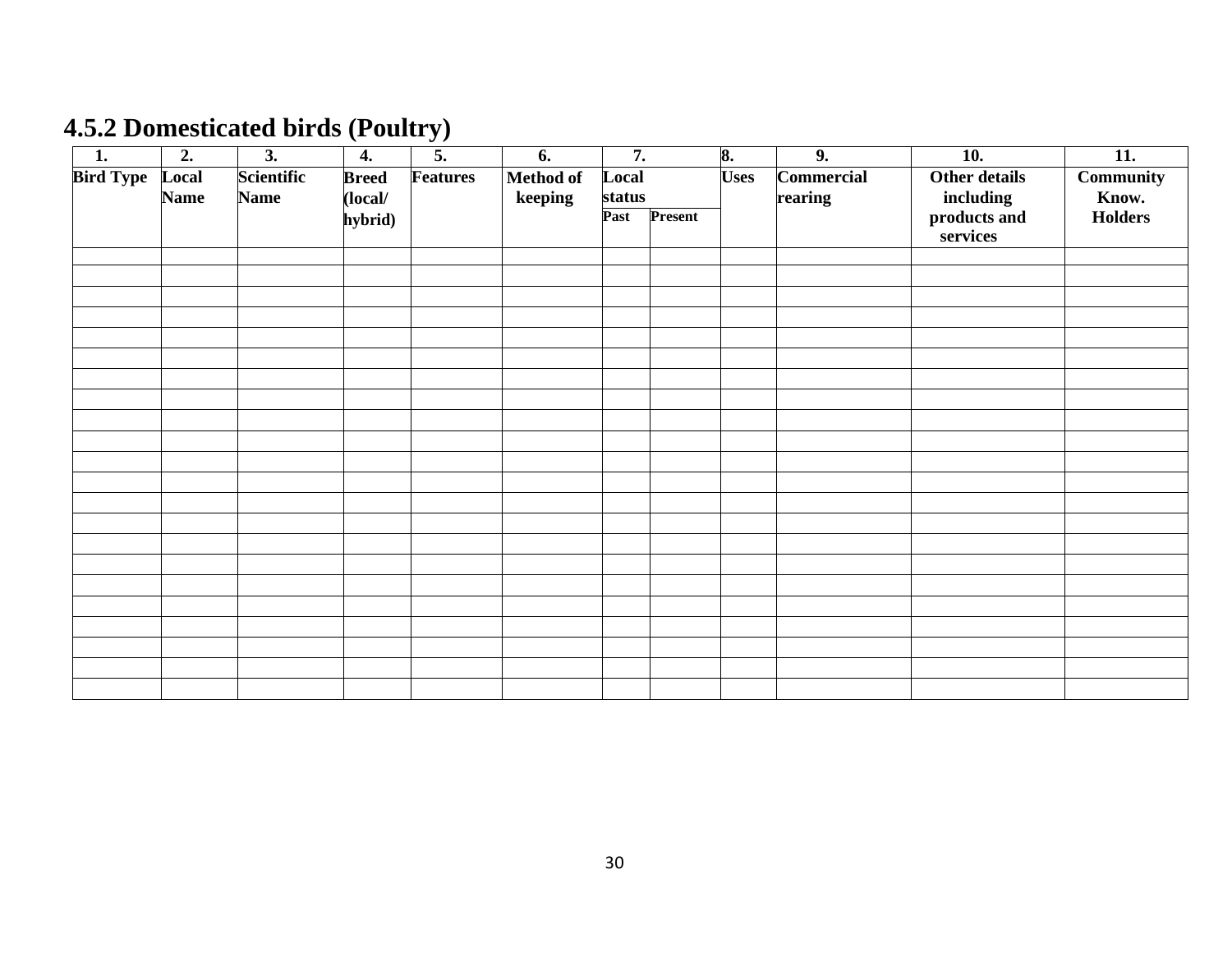## 4.5.2 Domesticated birds (Poultry)

| 1. | 2. | 3. | 4. | 5. | 6. | 7. | | 8. | 9. | 10. | 11. |
|---|---|---|---|---|---|---|---|---|---|---|---|
| Bird Type | Local Name | Scientific Name | Breed (local/ hybrid) | Features | Method of keeping | Local status | | Uses | Commercial rearing | Other details including products and services | Community Know. Holders |
| | | | | | | Past | Present | | | | |
| | | | | | | | | | | | |
| | | | | | | | | | | | |
| | | | | | | | | | | | |
| | | | | | | | | | | | |
| | | | | | | | | | | | |
| | | | | | | | | | | | |
| | | | | | | | | | | | |
| | | | | | | | | | | | |
| | | | | | | | | | | | |
| | | | | | | | | | | | |
| | | | | | | | | | | | |
| | | | | | | | | | | | |
| | | | | | | | | | | | |
| | | | | | | | | | | | |
| | | | | | | | | | | | |
| | | | | | | | | | | | |
| | | | | | | | | | | | |
| | | | | | | | | | | | |
| | | | | | | | | | | | |
| | | | | | | | | | | | |
| | | | | | | | | | | | |
| | | | | | | | | | | | |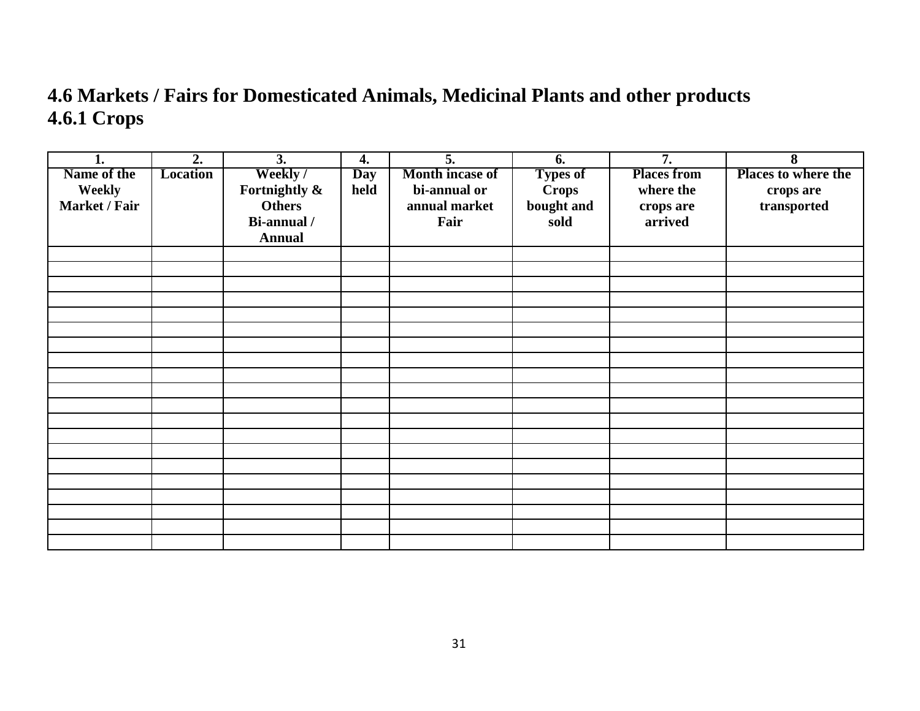## 4.6 Markets / Fairs for Domesticated Animals, Medicinal Plants and other products

## 4.6.1 Crops

| 1. | 2. | 3. | 4. | 5. | 6. | 7. | 8 |
|---|---|---|---|---|---|---|---|
| Name of the Weekly Market / Fair | Location | Weekly / Fortnightly & Others Bi-annual / Annual | Day held | Month incase of bi-annual or annual market Fair | Types of Crops bought and sold | Places from where the crops are arrived | Places to where the crops are transported |
| | | | | | | | |
| | | | | | | | |
| | | | | | | | |
| | | | | | | | |
| | | | | | | | |
| | | | | | | | |
| | | | | | | | |
| | | | | | | | |
| | | | | | | | |
| | | | | | | | |
| | | | | | | | |
| | | | | | | | |
| | | | | | | | |
| | | | | | | | |
| | | | | | | | |
| | | | | | | | |
| | | | | | | | |
| | | | | | | | |
| | | | | | | | |
| | | | | | | | |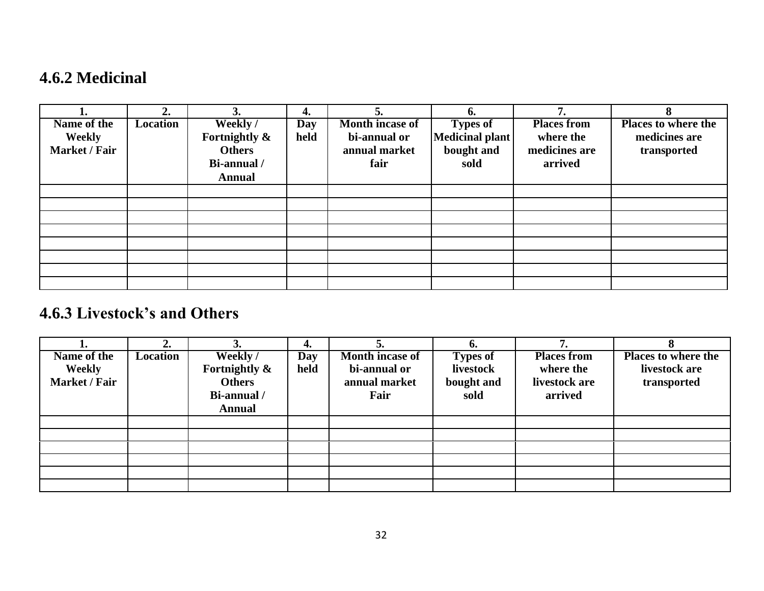## 4.6.2 Medicinal

| 1. | 2. | 3. | 4. | 5. | 6. | 7. | 8 |
|---|---|---|---|---|---|---|---|
| **Name of the Weekly Market / Fair** | **Location** | **Weekly / Fortnightly & Others Bi-annual / Annual** | **Day held** | **Month incase of bi-annual or annual market fair** | **Types of Medicinal plant bought and sold** | **Places from where the medicines are arrived** | **Places to where the medicines are transported** |
| | | | | | | | |
| | | | | | | | |
| | | | | | | | |
| | | | | | | | |
| | | | | | | | |
| | | | | | | | |
| | | | | | | | |
| | | | | | | | |

## 4.6.3 Livestock's and Others

| 1. | 2. | 3. | 4. | 5. | 6. | 7. | 8 |
|---|---|---|---|---|---|---|---|
| **Name of the Weekly Market / Fair** | **Location** | **Weekly / Fortnightly & Others Bi-annual / Annual** | **Day held** | **Month incase of bi-annual or annual market Fair** | **Types of livestock bought and sold** | **Places from where the livestock are arrived** | **Places to where the livestock are transported** |
| | | | | | | | |
| | | | | | | | |
| | | | | | | | |
| | | | | | | | |
| | | | | | | | |
| | | | | | | | |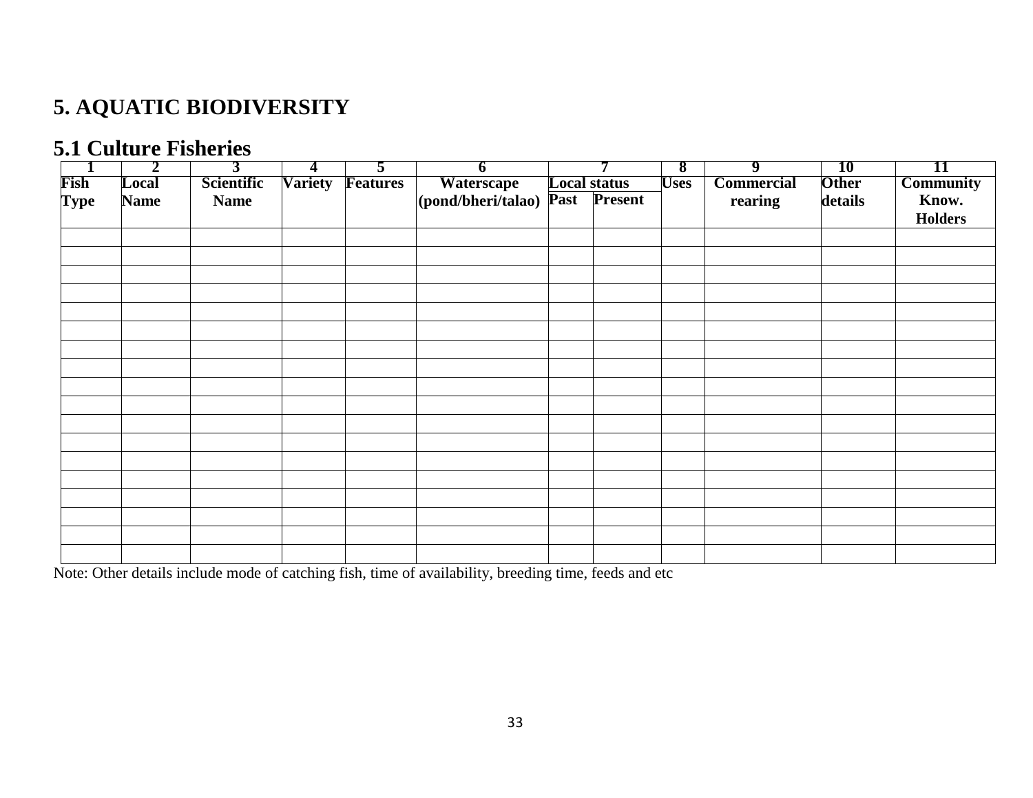# 5. AQUATIC BIODIVERSITY

## 5.1 Culture Fisheries

| 1 | 2 | 3 | 4 | 5 | 6 | 7 | | 8 | 9 | 10 | 11 |
|---|---|---|---|---|---|---|---|---|---|---|---|
| **Fish Type** | **Local Name** | **Scientific Name** | **Variety** | **Features** | **Waterscape (pond/bheri/talao)** | **Local status** | | **Uses** | **Commercial rearing** | **Other details** | **Community Know. Holders** |
| | | | | | | **Past** | **Present** | | | | |
| | | | | | | | | | | | |
| | | | | | | | | | | | |
| | | | | | | | | | | | |
| | | | | | | | | | | | |
| | | | | | | | | | | | |
| | | | | | | | | | | | |
| | | | | | | | | | | | |
| | | | | | | | | | | | |
| | | | | | | | | | | | |
| | | | | | | | | | | | |
| | | | | | | | | | | | |
| | | | | | | | | | | | |
| | | | | | | | | | | | |
| | | | | | | | | | | | |
| | | | | | | | | | | | |
| | | | | | | | | | | | |
| | | | | | | | | | | | |
| | | | | | | | | | | | |

Note: Other details include mode of catching fish, time of availability, breeding time, feeds and etc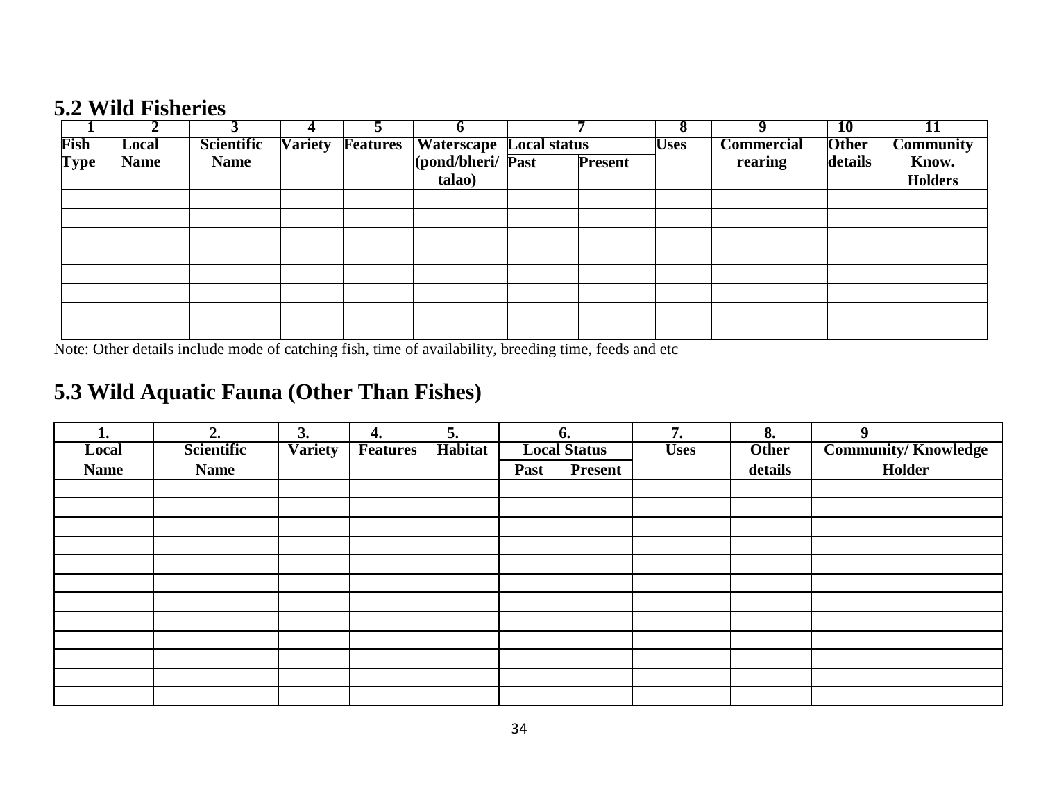## 5.2 Wild Fisheries

| 1 | 2 | 3 | 4 | 5 | 6 | 7 | | 8 | 9 | 10 | 11 |
|---|---|---|---|---|---|---|---|---|---|---|---|
| Fish Type | Local Name | Scientific Name | Variety | Features | Waterscape (pond/bheri/ talao) | Local status | | Uses | Commercial rearing | Other details | Community Know. Holders |
| | | | | | | Past | Present | | | | |
| | | | | | | | | | | | |
| | | | | | | | | | | | |
| | | | | | | | | | | | |
| | | | | | | | | | | | |
| | | | | | | | | | | | |
| | | | | | | | | | | | |
| | | | | | | | | | | | |
| | | | | | | | | | | | |

Note: Other details include mode of catching fish, time of availability, breeding time, feeds and etc

## 5.3 Wild Aquatic Fauna (Other Than Fishes)

| 1. | 2. | 3. | 4. | 5. | 6. | | 7. | 8. | 9 |
|---|---|---|---|---|---|---|---|---|---|
| Local Name | Scientific Name | Variety | Features | Habitat | Local Status | | Uses | Other details | Community/ Knowledge Holder |
| | | | | | Past | Present | | | |
| | | | | | | | | | |
| | | | | | | | | | |
| | | | | | | | | | |
| | | | | | | | | | |
| | | | | | | | | | |
| | | | | | | | | | |
| | | | | | | | | | |
| | | | | | | | | | |
| | | | | | | | | | |
| | | | | | | | | | |
| | | | | | | | | | |
| | | | | | | | | | |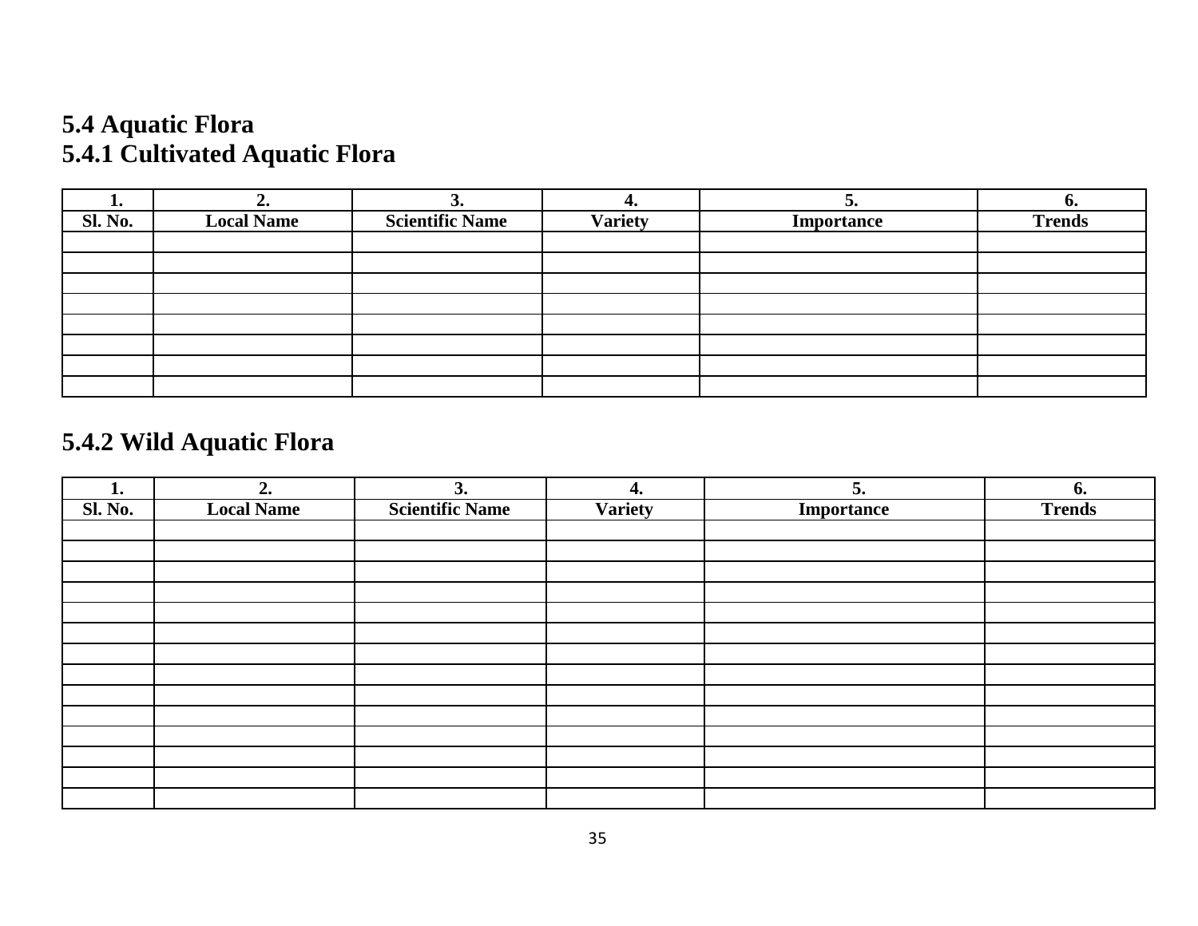## 5.4 Aquatic Flora

### 5.4.1 Cultivated Aquatic Flora

| 1. | 2. | 3. | 4. | 5. | 6. |
|---|---|---|---|---|---|
| **Sl. No.** | **Local Name** | **Scientific Name** | **Variety** | **Importance** | **Trends** |
| | | | | | |
| | | | | | |
| | | | | | |
| | | | | | |
| | | | | | |
| | | | | | |
| | | | | | |
| | | | | | |

### 5.4.2 Wild Aquatic Flora

| 1. | 2. | 3. | 4. | 5. | 6. |
|---|---|---|---|---|---|
| **Sl. No.** | **Local Name** | **Scientific Name** | **Variety** | **Importance** | **Trends** |
| | | | | | |
| | | | | | |
| | | | | | |
| | | | | | |
| | | | | | |
| | | | | | |
| | | | | | |
| | | | | | |
| | | | | | |
| | | | | | |
| | | | | | |
| | | | | | |
| | | | | | |
| | | | | | |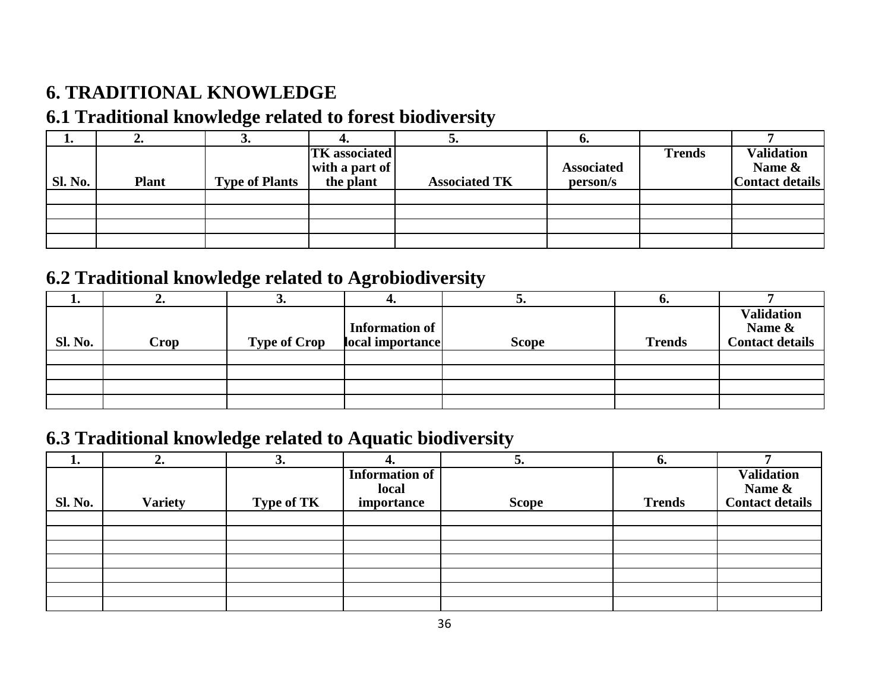# 6. TRADITIONAL KNOWLEDGE

## 6.1 Traditional knowledge related to forest biodiversity

| 1. | 2. | 3. | 4. | 5. | 6. | | 7 |
|---|---|---|---|---|---|---|---|
| Sl. No. | Plant | Type of Plants | TK associated with a part of the plant | Associated TK | Associated person/s | Trends | Validation Name & Contact details |
| | | | | | | | |
| | | | | | | | |
| | | | | | | | |
| | | | | | | | |

## 6.2 Traditional knowledge related to Agrobiodiversity

| 1. | 2. | 3. | 4. | 5. | 6. | 7 |
|---|---|---|---|---|---|---|
| Sl. No. | Crop | Type of Crop | Information of local importance | Scope | Trends | Validation Name & Contact details |
| | | | | | | |
| | | | | | | |
| | | | | | | |
| | | | | | | |

## 6.3 Traditional knowledge related to Aquatic biodiversity

| 1. | 2. | 3. | 4. | 5. | 6. | 7 |
|---|---|---|---|---|---|---|
| Sl. No. | Variety | Type of TK | Information of local importance | Scope | Trends | Validation Name & Contact details |
| | | | | | | |
| | | | | | | |
| | | | | | | |
| | | | | | | |
| | | | | | | |
| | | | | | | |
| | | | | | | |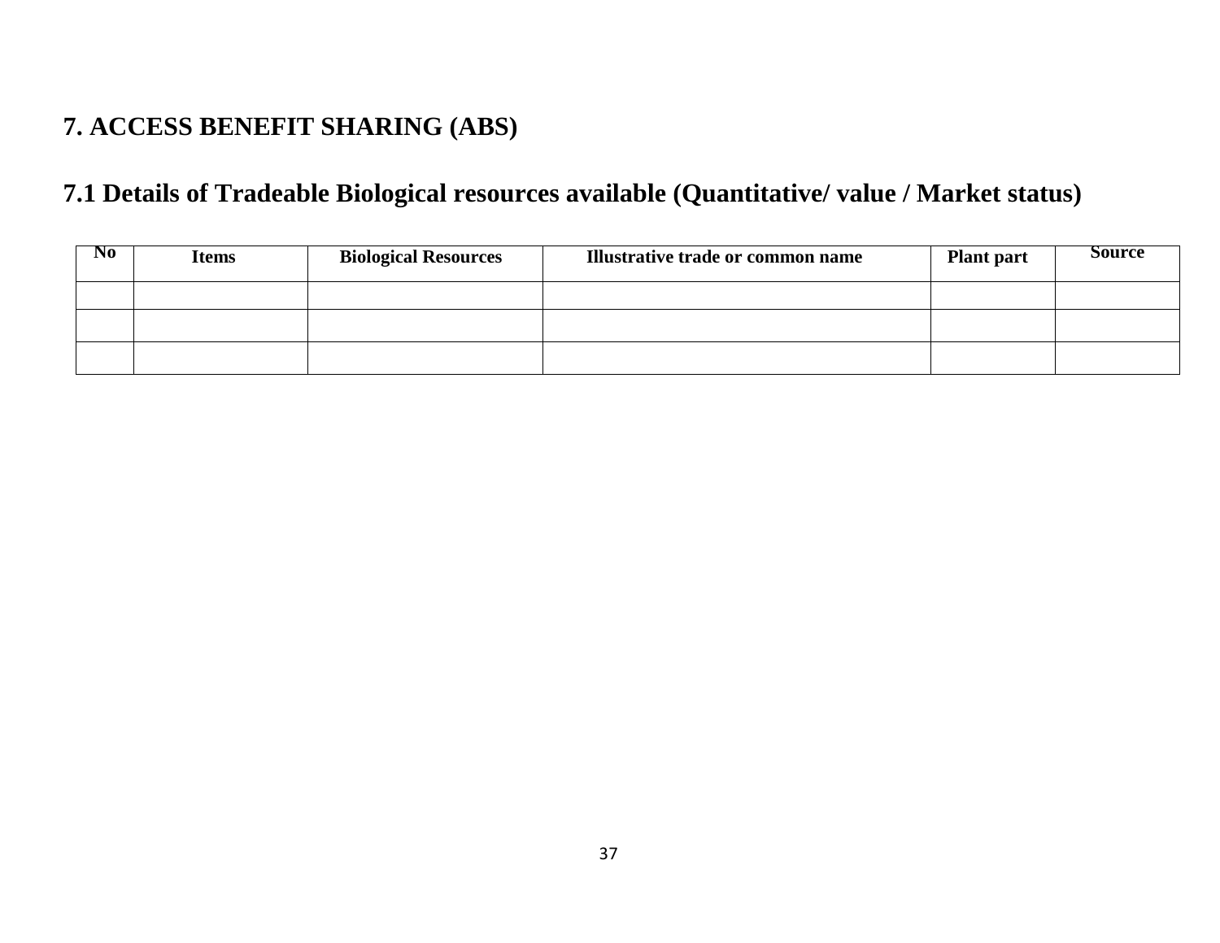# 7. ACCESS BENEFIT SHARING (ABS)

## 7.1 Details of Tradeable Biological resources available (Quantitative/ value / Market status)

| No | Items | Biological Resources | Illustrative trade or common name | Plant part | Source |
|---|---|---|---|---|---|
| | | | | | |
| | | | | | |
| | | | | | |